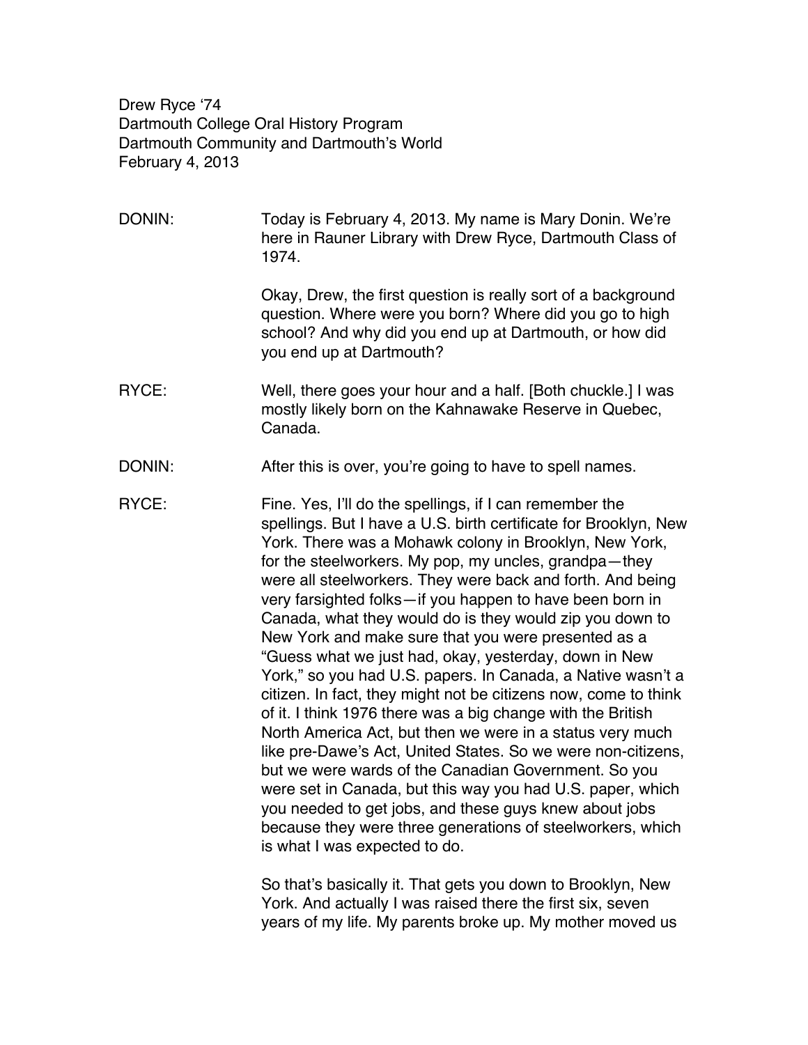Drew Ryce '74
Dartmouth College Oral History Program
Dartmouth Community and Dartmouth's World
February 4, 2013

DONIN: Today is February 4, 2013. My name is Mary Donin. We're here in Rauner Library with Drew Ryce, Dartmouth Class of 1974.

Okay, Drew, the first question is really sort of a background question. Where were you born? Where did you go to high school? And why did you end up at Dartmouth, or how did you end up at Dartmouth?

RYCE: Well, there goes your hour and a half. [Both chuckle.] I was mostly likely born on the Kahnawake Reserve in Quebec, Canada.

DONIN: After this is over, you're going to have to spell names.

RYCE: Fine. Yes, I'll do the spellings, if I can remember the spellings. But I have a U.S. birth certificate for Brooklyn, New York. There was a Mohawk colony in Brooklyn, New York, for the steelworkers. My pop, my uncles, grandpa—they were all steelworkers. They were back and forth. And being very farsighted folks—if you happen to have been born in Canada, what they would do is they would zip you down to New York and make sure that you were presented as a "Guess what we just had, okay, yesterday, down in New York," so you had U.S. papers. In Canada, a Native wasn't a citizen. In fact, they might not be citizens now, come to think of it. I think 1976 there was a big change with the British North America Act, but then we were in a status very much like pre-Dawe's Act, United States. So we were non-citizens, but we were wards of the Canadian Government. So you were set in Canada, but this way you had U.S. paper, which you needed to get jobs, and these guys knew about jobs because they were three generations of steelworkers, which is what I was expected to do.

So that's basically it. That gets you down to Brooklyn, New York. And actually I was raised there the first six, seven years of my life. My parents broke up. My mother moved us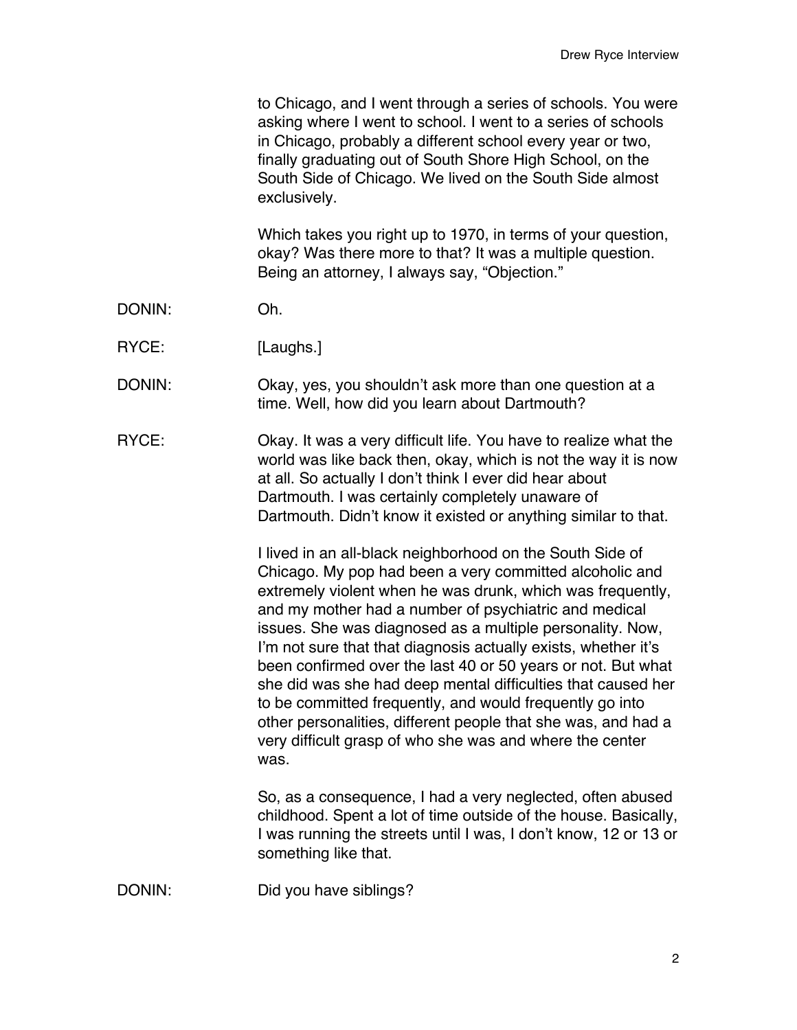to Chicago, and I went through a series of schools. You were asking where I went to school. I went to a series of schools in Chicago, probably a different school every year or two, finally graduating out of South Shore High School, on the South Side of Chicago. We lived on the South Side almost exclusively.

Which takes you right up to 1970, in terms of your question, okay? Was there more to that? It was a multiple question. Being an attorney, I always say, "Objection."

DONIN: Oh.

RYCE: [Laughs.]

DONIN: Okay, yes, you shouldn't ask more than one question at a time. Well, how did you learn about Dartmouth?

RYCE: Okay. It was a very difficult life. You have to realize what the world was like back then, okay, which is not the way it is now at all. So actually I don't think I ever did hear about Dartmouth. I was certainly completely unaware of Dartmouth. Didn't know it existed or anything similar to that.

I lived in an all-black neighborhood on the South Side of Chicago. My pop had been a very committed alcoholic and extremely violent when he was drunk, which was frequently, and my mother had a number of psychiatric and medical issues. She was diagnosed as a multiple personality. Now, I'm not sure that that diagnosis actually exists, whether it's been confirmed over the last 40 or 50 years or not. But what she did was she had deep mental difficulties that caused her to be committed frequently, and would frequently go into other personalities, different people that she was, and had a very difficult grasp of who she was and where the center was.

So, as a consequence, I had a very neglected, often abused childhood. Spent a lot of time outside of the house. Basically, I was running the streets until I was, I don't know, 12 or 13 or something like that.

DONIN: Did you have siblings?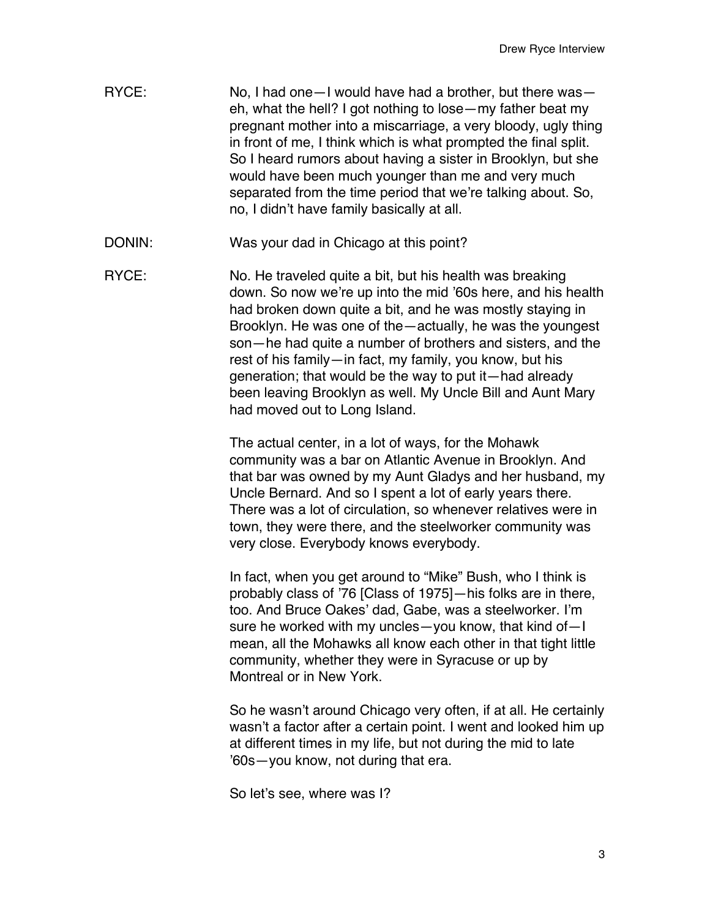RYCE: No, I had one—I would have had a brother, but there was—eh, what the hell? I got nothing to lose—my father beat my pregnant mother into a miscarriage, a very bloody, ugly thing in front of me, I think which is what prompted the final split. So I heard rumors about having a sister in Brooklyn, but she would have been much younger than me and very much separated from the time period that we're talking about. So, no, I didn't have family basically at all.

DONIN: Was your dad in Chicago at this point?

RYCE: No. He traveled quite a bit, but his health was breaking down. So now we're up into the mid '60s here, and his health had broken down quite a bit, and he was mostly staying in Brooklyn. He was one of the—actually, he was the youngest son—he had quite a number of brothers and sisters, and the rest of his family—in fact, my family, you know, but his generation; that would be the way to put it—had already been leaving Brooklyn as well. My Uncle Bill and Aunt Mary had moved out to Long Island.

The actual center, in a lot of ways, for the Mohawk community was a bar on Atlantic Avenue in Brooklyn. And that bar was owned by my Aunt Gladys and her husband, my Uncle Bernard. And so I spent a lot of early years there. There was a lot of circulation, so whenever relatives were in town, they were there, and the steelworker community was very close. Everybody knows everybody.

In fact, when you get around to "Mike" Bush, who I think is probably class of '76 [Class of 1975]—his folks are in there, too. And Bruce Oakes' dad, Gabe, was a steelworker. I'm sure he worked with my uncles—you know, that kind of—I mean, all the Mohawks all know each other in that tight little community, whether they were in Syracuse or up by Montreal or in New York.

So he wasn't around Chicago very often, if at all. He certainly wasn't a factor after a certain point. I went and looked him up at different times in my life, but not during the mid to late '60s—you know, not during that era.

So let's see, where was I?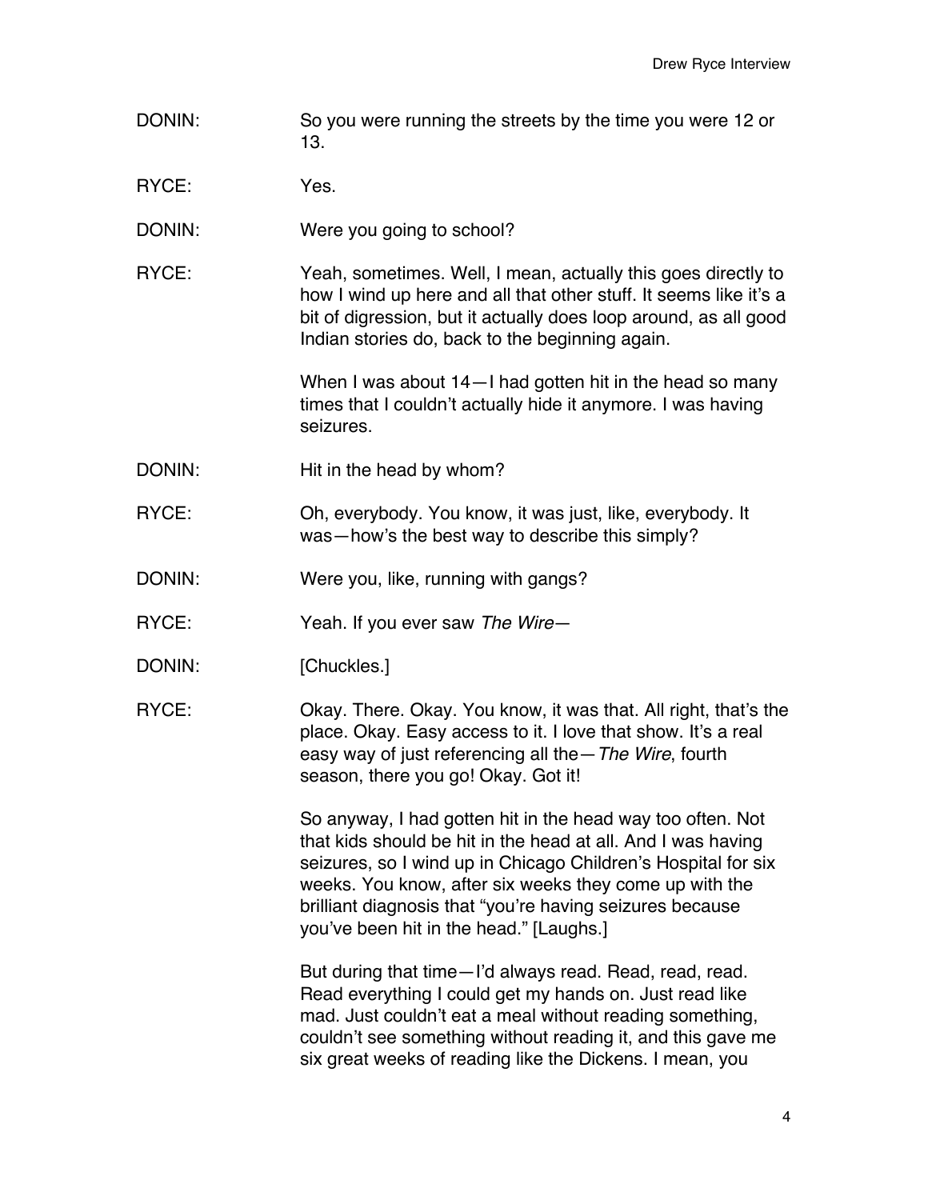DONIN: So you were running the streets by the time you were 12 or 13.

RYCE: Yes.

DONIN: Were you going to school?

RYCE: Yeah, sometimes. Well, I mean, actually this goes directly to how I wind up here and all that other stuff. It seems like it's a bit of digression, but it actually does loop around, as all good Indian stories do, back to the beginning again.

When I was about 14—I had gotten hit in the head so many times that I couldn't actually hide it anymore. I was having seizures.

DONIN: Hit in the head by whom?

RYCE: Oh, everybody. You know, it was just, like, everybody. It was—how's the best way to describe this simply?

DONIN: Were you, like, running with gangs?

RYCE: Yeah. If you ever saw *The Wire*—

DONIN: [Chuckles.]

RYCE: Okay. There. Okay. You know, it was that. All right, that's the place. Okay. Easy access to it. I love that show. It's a real easy way of just referencing all the—*The Wire*, fourth season, there you go! Okay. Got it!

So anyway, I had gotten hit in the head way too often. Not that kids should be hit in the head at all. And I was having seizures, so I wind up in Chicago Children's Hospital for six weeks. You know, after six weeks they come up with the brilliant diagnosis that "you're having seizures because you've been hit in the head." [Laughs.]

But during that time—I'd always read. Read, read, read. Read everything I could get my hands on. Just read like mad. Just couldn't eat a meal without reading something, couldn't see something without reading it, and this gave me six great weeks of reading like the Dickens. I mean, you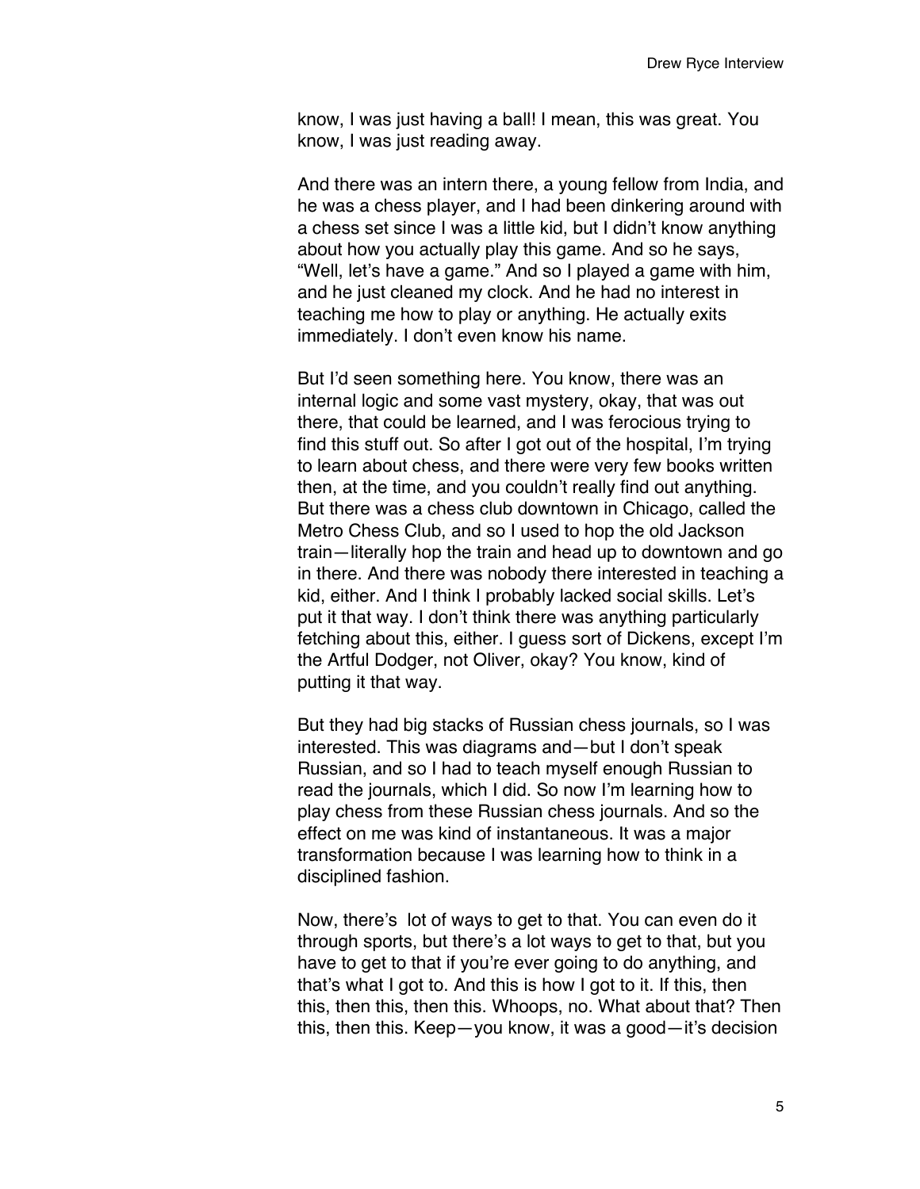know, I was just having a ball! I mean, this was great. You know, I was just reading away.

And there was an intern there, a young fellow from India, and he was a chess player, and I had been dinkering around with a chess set since I was a little kid, but I didn't know anything about how you actually play this game. And so he says, "Well, let's have a game." And so I played a game with him, and he just cleaned my clock. And he had no interest in teaching me how to play or anything. He actually exits immediately. I don't even know his name.

But I'd seen something here. You know, there was an internal logic and some vast mystery, okay, that was out there, that could be learned, and I was ferocious trying to find this stuff out. So after I got out of the hospital, I'm trying to learn about chess, and there were very few books written then, at the time, and you couldn't really find out anything. But there was a chess club downtown in Chicago, called the Metro Chess Club, and so I used to hop the old Jackson train—literally hop the train and head up to downtown and go in there. And there was nobody there interested in teaching a kid, either. And I think I probably lacked social skills. Let's put it that way. I don't think there was anything particularly fetching about this, either. I guess sort of Dickens, except I'm the Artful Dodger, not Oliver, okay? You know, kind of putting it that way.

But they had big stacks of Russian chess journals, so I was interested. This was diagrams and—but I don't speak Russian, and so I had to teach myself enough Russian to read the journals, which I did. So now I'm learning how to play chess from these Russian chess journals. And so the effect on me was kind of instantaneous. It was a major transformation because I was learning how to think in a disciplined fashion.

Now, there's  lot of ways to get to that. You can even do it through sports, but there's a lot ways to get to that, but you have to get to that if you're ever going to do anything, and that's what I got to. And this is how I got to it. If this, then this, then this, then this. Whoops, no. What about that? Then this, then this. Keep—you know, it was a good—it's decision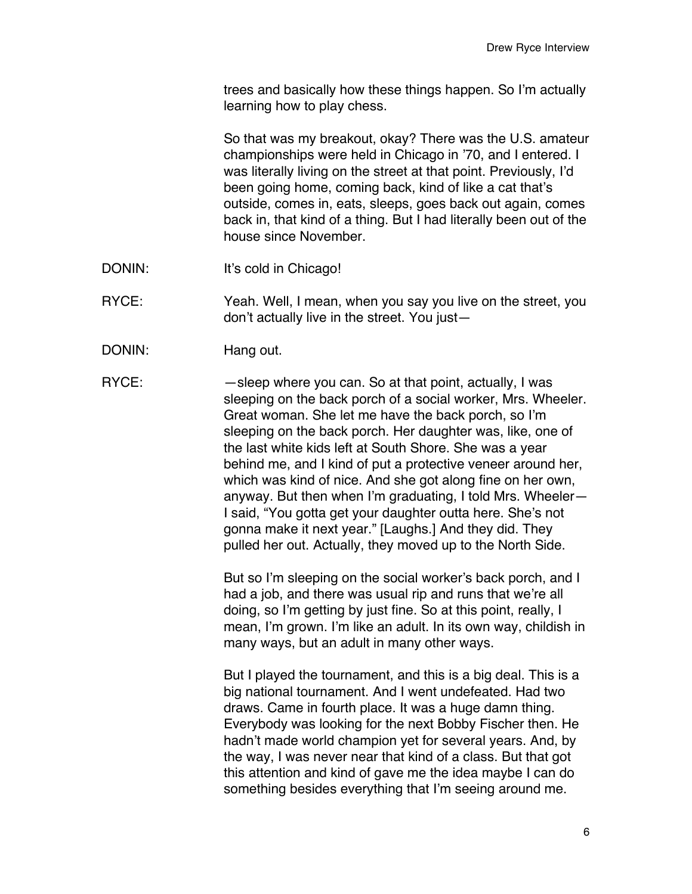trees and basically how these things happen. So I'm actually learning how to play chess.

So that was my breakout, okay? There was the U.S. amateur championships were held in Chicago in '70, and I entered. I was literally living on the street at that point. Previously, I'd been going home, coming back, kind of like a cat that's outside, comes in, eats, sleeps, goes back out again, comes back in, that kind of a thing. But I had literally been out of the house since November.

DONIN: It's cold in Chicago!

RYCE: Yeah. Well, I mean, when you say you live on the street, you don't actually live in the street. You just—

DONIN: Hang out.

RYCE: —sleep where you can. So at that point, actually, I was sleeping on the back porch of a social worker, Mrs. Wheeler. Great woman. She let me have the back porch, so I'm sleeping on the back porch. Her daughter was, like, one of the last white kids left at South Shore. She was a year behind me, and I kind of put a protective veneer around her, which was kind of nice. And she got along fine on her own, anyway. But then when I'm graduating, I told Mrs. Wheeler—I said, "You gotta get your daughter outta here. She's not gonna make it next year." [Laughs.] And they did. They pulled her out. Actually, they moved up to the North Side.

But so I'm sleeping on the social worker's back porch, and I had a job, and there was usual rip and runs that we're all doing, so I'm getting by just fine. So at this point, really, I mean, I'm grown. I'm like an adult. In its own way, childish in many ways, but an adult in many other ways.

But I played the tournament, and this is a big deal. This is a big national tournament. And I went undefeated. Had two draws. Came in fourth place. It was a huge damn thing. Everybody was looking for the next Bobby Fischer then. He hadn't made world champion yet for several years. And, by the way, I was never near that kind of a class. But that got this attention and kind of gave me the idea maybe I can do something besides everything that I'm seeing around me.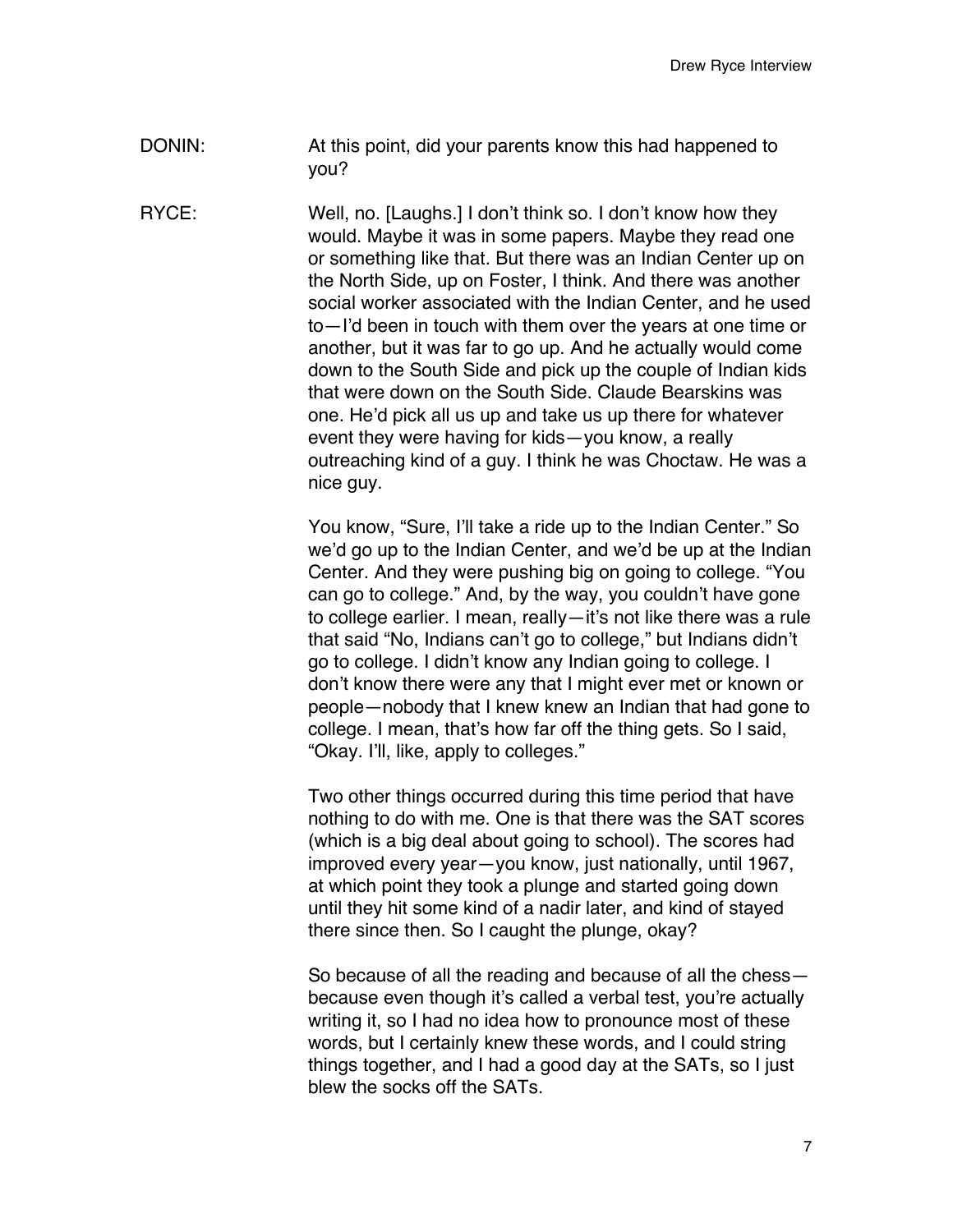DONIN: At this point, did your parents know this had happened to you?

RYCE: Well, no. [Laughs.] I don't think so. I don't know how they would. Maybe it was in some papers. Maybe they read one or something like that. But there was an Indian Center up on the North Side, up on Foster, I think. And there was another social worker associated with the Indian Center, and he used to—I'd been in touch with them over the years at one time or another, but it was far to go up. And he actually would come down to the South Side and pick up the couple of Indian kids that were down on the South Side. Claude Bearskins was one. He'd pick all us up and take us up there for whatever event they were having for kids—you know, a really outreaching kind of a guy. I think he was Choctaw. He was a nice guy.

You know, "Sure, I'll take a ride up to the Indian Center." So we'd go up to the Indian Center, and we'd be up at the Indian Center. And they were pushing big on going to college. "You can go to college." And, by the way, you couldn't have gone to college earlier. I mean, really—it's not like there was a rule that said "No, Indians can't go to college," but Indians didn't go to college. I didn't know any Indian going to college. I don't know there were any that I might ever met or known or people—nobody that I knew knew an Indian that had gone to college. I mean, that's how far off the thing gets. So I said, "Okay. I'll, like, apply to colleges."

Two other things occurred during this time period that have nothing to do with me. One is that there was the SAT scores (which is a big deal about going to school). The scores had improved every year—you know, just nationally, until 1967, at which point they took a plunge and started going down until they hit some kind of a nadir later, and kind of stayed there since then. So I caught the plunge, okay?

So because of all the reading and because of all the chess—because even though it's called a verbal test, you're actually writing it, so I had no idea how to pronounce most of these words, but I certainly knew these words, and I could string things together, and I had a good day at the SATs, so I just blew the socks off the SATs.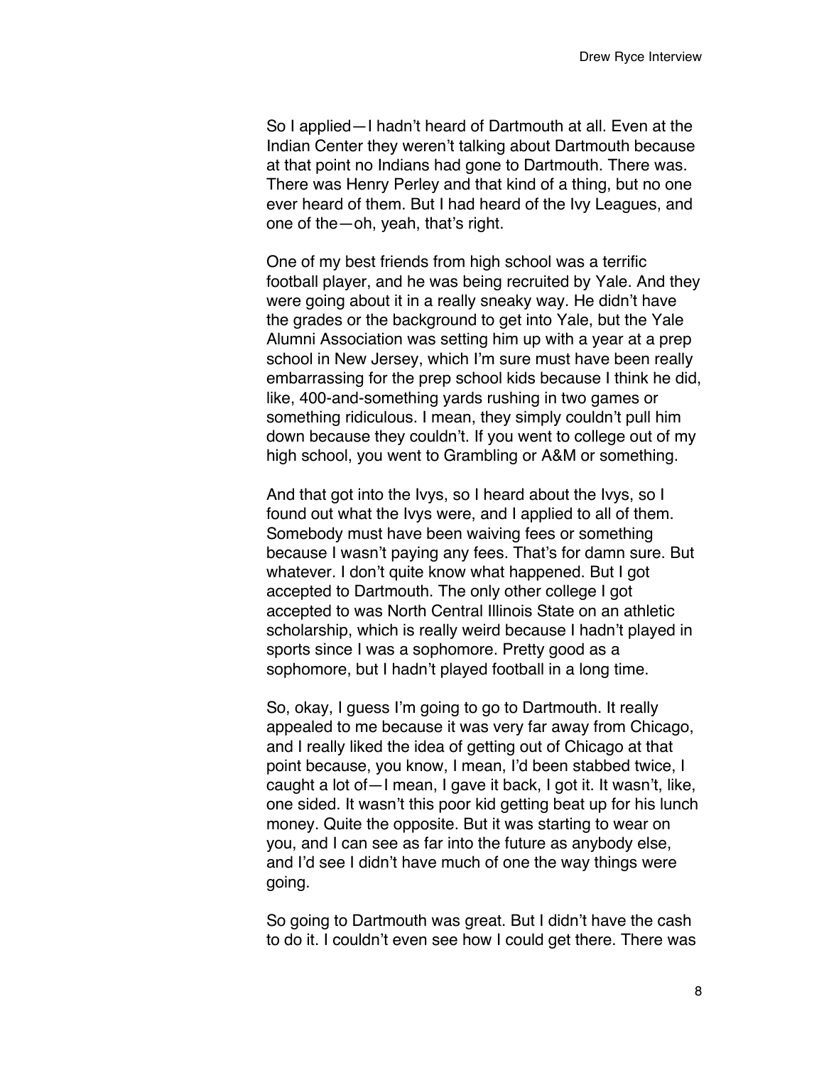So I applied—I hadn't heard of Dartmouth at all. Even at the Indian Center they weren't talking about Dartmouth because at that point no Indians had gone to Dartmouth. There was. There was Henry Perley and that kind of a thing, but no one ever heard of them. But I had heard of the Ivy Leagues, and one of the—oh, yeah, that's right.

One of my best friends from high school was a terrific football player, and he was being recruited by Yale. And they were going about it in a really sneaky way. He didn't have the grades or the background to get into Yale, but the Yale Alumni Association was setting him up with a year at a prep school in New Jersey, which I'm sure must have been really embarrassing for the prep school kids because I think he did, like, 400-and-something yards rushing in two games or something ridiculous. I mean, they simply couldn't pull him down because they couldn't. If you went to college out of my high school, you went to Grambling or A&M or something.

And that got into the Ivys, so I heard about the Ivys, so I found out what the Ivys were, and I applied to all of them. Somebody must have been waiving fees or something because I wasn't paying any fees. That's for damn sure. But whatever. I don't quite know what happened. But I got accepted to Dartmouth. The only other college I got accepted to was North Central Illinois State on an athletic scholarship, which is really weird because I hadn't played in sports since I was a sophomore. Pretty good as a sophomore, but I hadn't played football in a long time.

So, okay, I guess I'm going to go to Dartmouth. It really appealed to me because it was very far away from Chicago, and I really liked the idea of getting out of Chicago at that point because, you know, I mean, I'd been stabbed twice, I caught a lot of—I mean, I gave it back, I got it. It wasn't, like, one sided. It wasn't this poor kid getting beat up for his lunch money. Quite the opposite. But it was starting to wear on you, and I can see as far into the future as anybody else, and I'd see I didn't have much of one the way things were going.

So going to Dartmouth was great. But I didn't have the cash to do it. I couldn't even see how I could get there. There was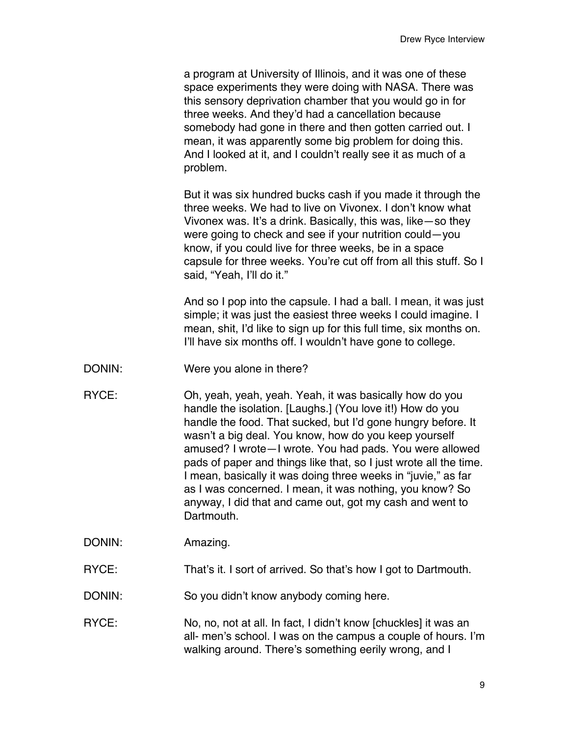a program at University of Illinois, and it was one of these space experiments they were doing with NASA. There was this sensory deprivation chamber that you would go in for three weeks. And they'd had a cancellation because somebody had gone in there and then gotten carried out. I mean, it was apparently some big problem for doing this. And I looked at it, and I couldn't really see it as much of a problem.

But it was six hundred bucks cash if you made it through the three weeks. We had to live on Vivonex. I don't know what Vivonex was. It's a drink. Basically, this was, like—so they were going to check and see if your nutrition could—you know, if you could live for three weeks, be in a space capsule for three weeks. You're cut off from all this stuff. So I said, "Yeah, I'll do it."

And so I pop into the capsule. I had a ball. I mean, it was just simple; it was just the easiest three weeks I could imagine. I mean, shit, I'd like to sign up for this full time, six months on. I'll have six months off. I wouldn't have gone to college.

DONIN: Were you alone in there?

RYCE: Oh, yeah, yeah, yeah. Yeah, it was basically how do you handle the isolation. [Laughs.] (You love it!) How do you handle the food. That sucked, but I'd gone hungry before. It wasn't a big deal. You know, how do you keep yourself amused? I wrote—I wrote. You had pads. You were allowed pads of paper and things like that, so I just wrote all the time. I mean, basically it was doing three weeks in "juvie," as far as I was concerned. I mean, it was nothing, you know? So anyway, I did that and came out, got my cash and went to Dartmouth.

DONIN: Amazing.

RYCE: That's it. I sort of arrived. So that's how I got to Dartmouth.

DONIN: So you didn't know anybody coming here.

RYCE: No, no, not at all. In fact, I didn't know [chuckles] it was an all- men's school. I was on the campus a couple of hours. I'm walking around. There's something eerily wrong, and I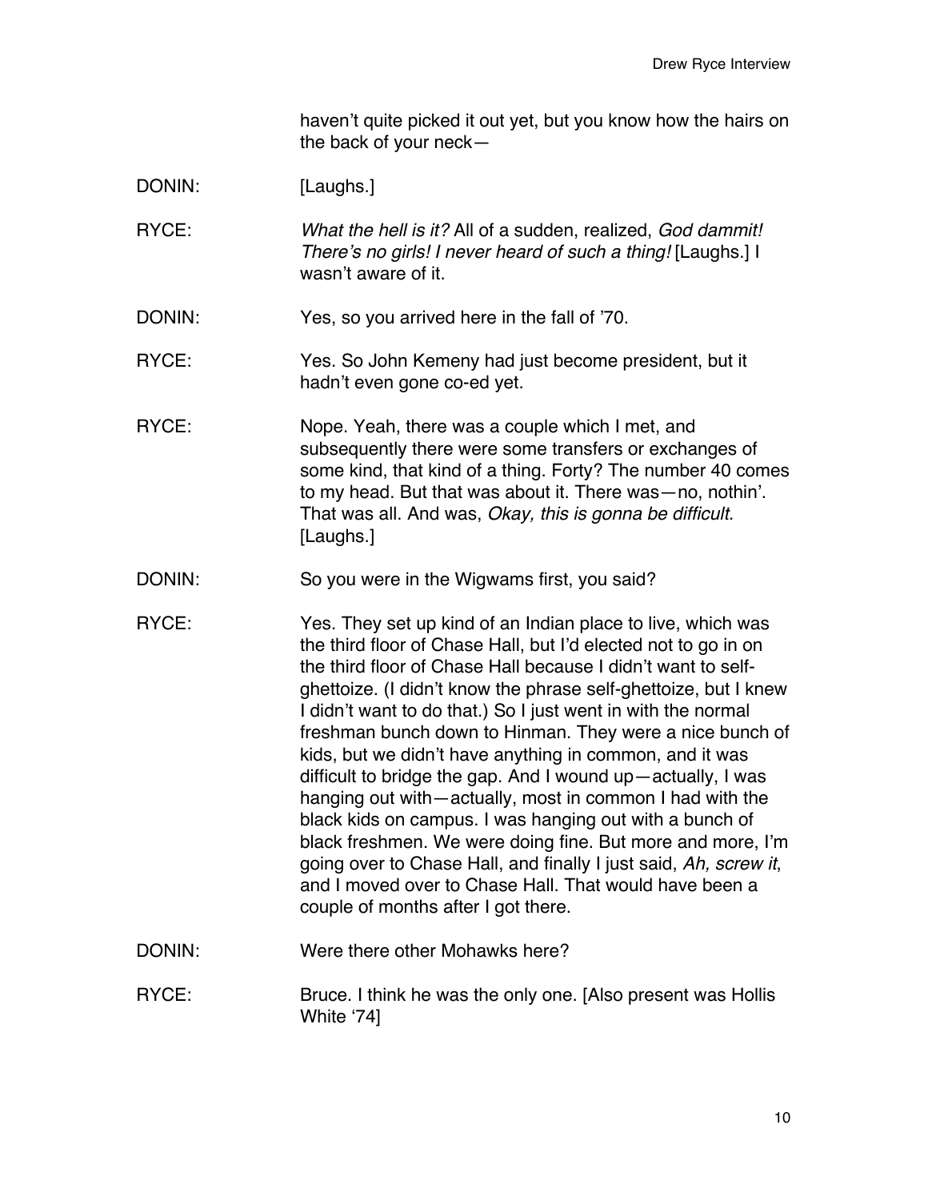haven't quite picked it out yet, but you know how the hairs on the back of your neck—

DONIN: [Laughs.]

RYCE: *What the hell is it?* All of a sudden, realized, *God dammit! There's no girls! I never heard of such a thing!* [Laughs.] I wasn't aware of it.

DONIN: Yes, so you arrived here in the fall of '70.

RYCE: Yes. So John Kemeny had just become president, but it hadn't even gone co-ed yet.

RYCE: Nope. Yeah, there was a couple which I met, and subsequently there were some transfers or exchanges of some kind, that kind of a thing. Forty? The number 40 comes to my head. But that was about it. There was—no, nothin'. That was all. And was, *Okay, this is gonna be difficult.* [Laughs.]

DONIN: So you were in the Wigwams first, you said?

RYCE: Yes. They set up kind of an Indian place to live, which was the third floor of Chase Hall, but I'd elected not to go in on the third floor of Chase Hall because I didn't want to self-ghettoize. (I didn't know the phrase self-ghettoize, but I knew I didn't want to do that.) So I just went in with the normal freshman bunch down to Hinman. They were a nice bunch of kids, but we didn't have anything in common, and it was difficult to bridge the gap. And I wound up—actually, I was hanging out with—actually, most in common I had with the black kids on campus. I was hanging out with a bunch of black freshmen. We were doing fine. But more and more, I'm going over to Chase Hall, and finally I just said, *Ah, screw it*, and I moved over to Chase Hall. That would have been a couple of months after I got there.

DONIN: Were there other Mohawks here?

RYCE: Bruce. I think he was the only one. [Also present was Hollis White '74]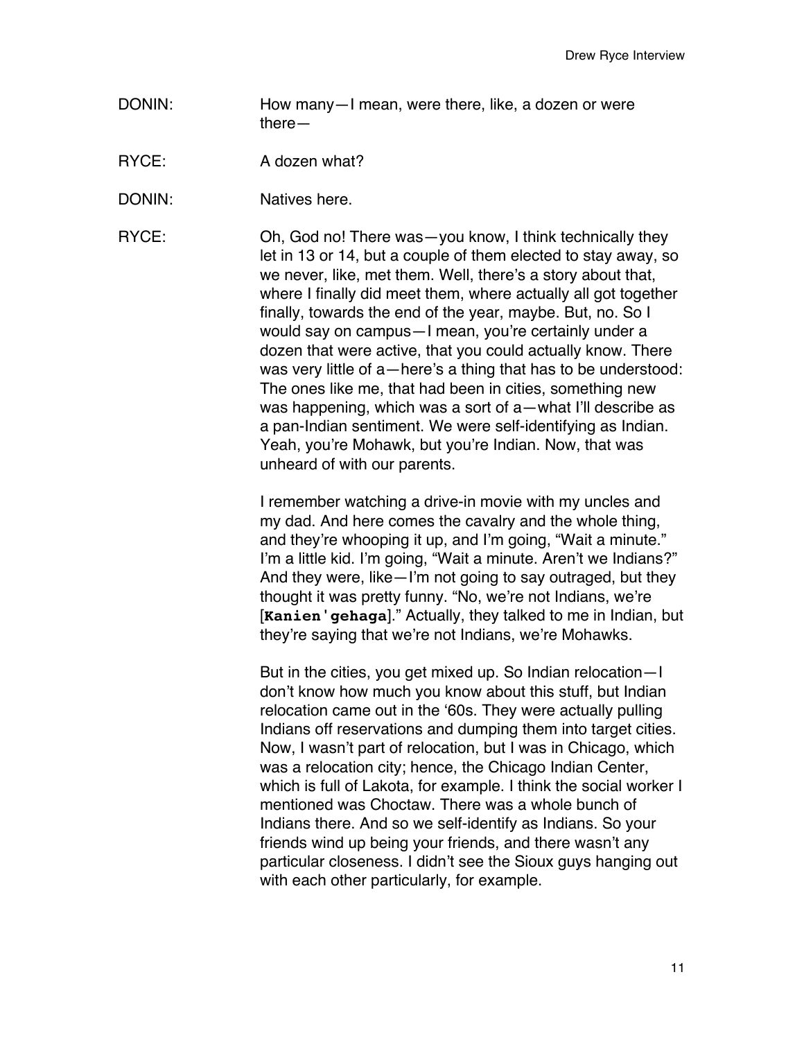DONIN: How many—I mean, were there, like, a dozen or were there—

RYCE: A dozen what?

DONIN: Natives here.

RYCE: Oh, God no! There was—you know, I think technically they let in 13 or 14, but a couple of them elected to stay away, so we never, like, met them. Well, there's a story about that, where I finally did meet them, where actually all got together finally, towards the end of the year, maybe. But, no. So I would say on campus—I mean, you're certainly under a dozen that were active, that you could actually know. There was very little of a—here's a thing that has to be understood: The ones like me, that had been in cities, something new was happening, which was a sort of a—what I'll describe as a pan-Indian sentiment. We were self-identifying as Indian. Yeah, you're Mohawk, but you're Indian. Now, that was unheard of with our parents.

I remember watching a drive-in movie with my uncles and my dad. And here comes the cavalry and the whole thing, and they're whooping it up, and I'm going, "Wait a minute." I'm a little kid. I'm going, "Wait a minute. Aren't we Indians?" And they were, like—I'm not going to say outraged, but they thought it was pretty funny. "No, we're not Indians, we're [**Kanien'gehaga**]." Actually, they talked to me in Indian, but they're saying that we're not Indians, we're Mohawks.

But in the cities, you get mixed up. So Indian relocation—I don't know how much you know about this stuff, but Indian relocation came out in the '60s. They were actually pulling Indians off reservations and dumping them into target cities. Now, I wasn't part of relocation, but I was in Chicago, which was a relocation city; hence, the Chicago Indian Center, which is full of Lakota, for example. I think the social worker I mentioned was Choctaw. There was a whole bunch of Indians there. And so we self-identify as Indians. So your friends wind up being your friends, and there wasn't any particular closeness. I didn't see the Sioux guys hanging out with each other particularly, for example.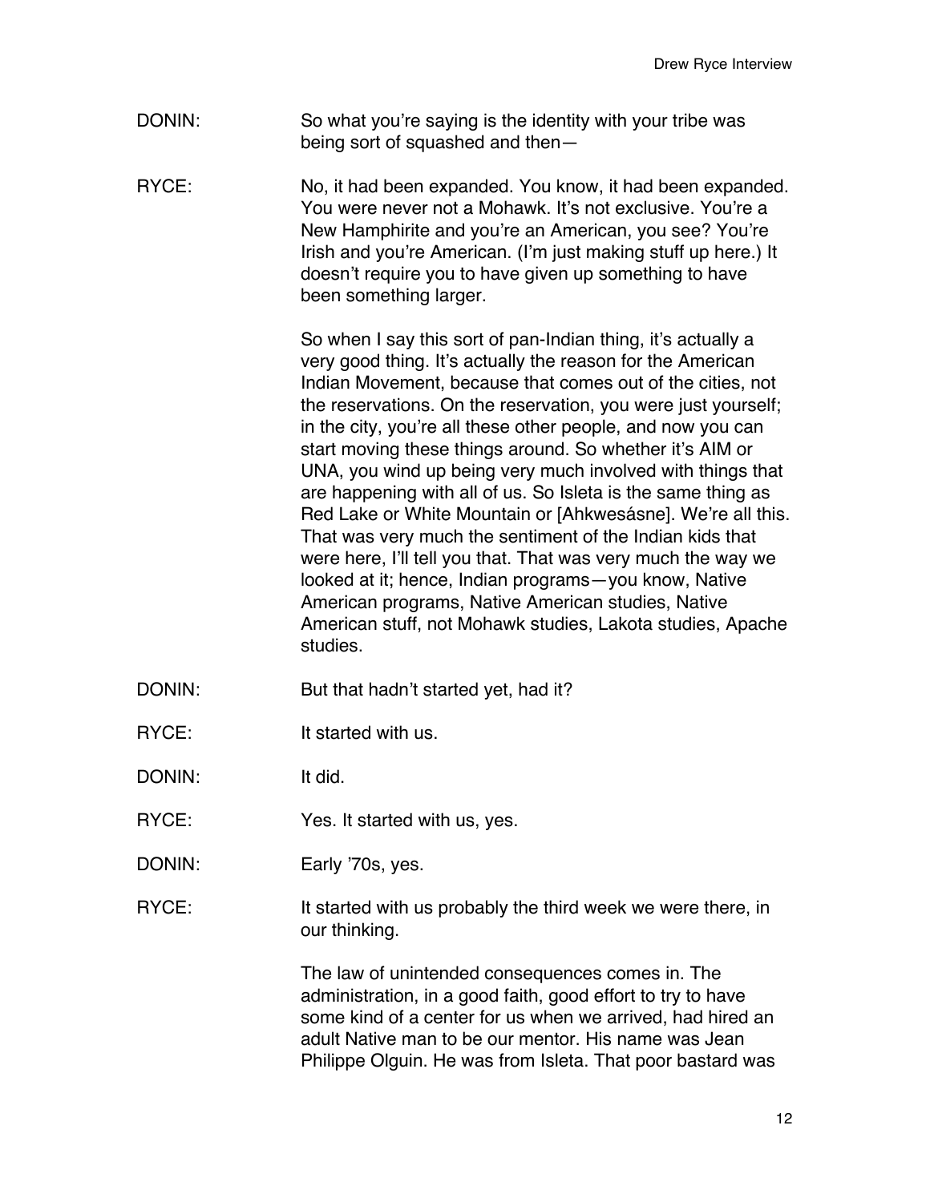DONIN: So what you're saying is the identity with your tribe was being sort of squashed and then—

RYCE: No, it had been expanded. You know, it had been expanded. You were never not a Mohawk. It's not exclusive. You're a New Hamphirite and you're an American, you see? You're Irish and you're American. (I'm just making stuff up here.) It doesn't require you to have given up something to have been something larger.

So when I say this sort of pan-Indian thing, it's actually a very good thing. It's actually the reason for the American Indian Movement, because that comes out of the cities, not the reservations. On the reservation, you were just yourself; in the city, you're all these other people, and now you can start moving these things around. So whether it's AIM or UNA, you wind up being very much involved with things that are happening with all of us. So Isleta is the same thing as Red Lake or White Mountain or [Ahkwesásne]. We're all this. That was very much the sentiment of the Indian kids that were here, I'll tell you that. That was very much the way we looked at it; hence, Indian programs—you know, Native American programs, Native American studies, Native American stuff, not Mohawk studies, Lakota studies, Apache studies.

DONIN: But that hadn't started yet, had it?

RYCE: It started with us.

DONIN: It did.

RYCE: Yes. It started with us, yes.

DONIN: Early '70s, yes.

RYCE: It started with us probably the third week we were there, in our thinking.

The law of unintended consequences comes in. The administration, in a good faith, good effort to try to have some kind of a center for us when we arrived, had hired an adult Native man to be our mentor. His name was Jean Philippe Olguin. He was from Isleta. That poor bastard was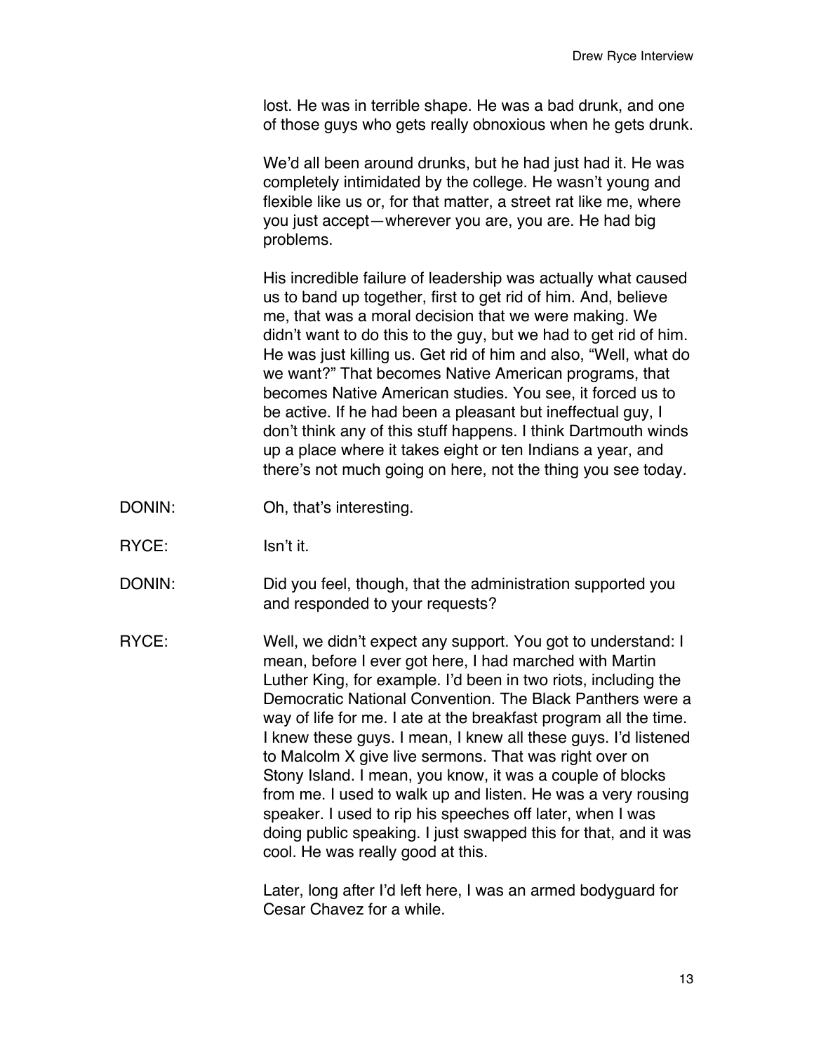lost. He was in terrible shape. He was a bad drunk, and one of those guys who gets really obnoxious when he gets drunk.

We'd all been around drunks, but he had just had it. He was completely intimidated by the college. He wasn't young and flexible like us or, for that matter, a street rat like me, where you just accept—wherever you are, you are. He had big problems.

His incredible failure of leadership was actually what caused us to band up together, first to get rid of him. And, believe me, that was a moral decision that we were making. We didn't want to do this to the guy, but we had to get rid of him. He was just killing us. Get rid of him and also, "Well, what do we want?" That becomes Native American programs, that becomes Native American studies. You see, it forced us to be active. If he had been a pleasant but ineffectual guy, I don't think any of this stuff happens. I think Dartmouth winds up a place where it takes eight or ten Indians a year, and there's not much going on here, not the thing you see today.

DONIN: Oh, that's interesting.

RYCE: Isn't it.

DONIN: Did you feel, though, that the administration supported you and responded to your requests?

RYCE: Well, we didn't expect any support. You got to understand: I mean, before I ever got here, I had marched with Martin Luther King, for example. I'd been in two riots, including the Democratic National Convention. The Black Panthers were a way of life for me. I ate at the breakfast program all the time. I knew these guys. I mean, I knew all these guys. I'd listened to Malcolm X give live sermons. That was right over on Stony Island. I mean, you know, it was a couple of blocks from me. I used to walk up and listen. He was a very rousing speaker. I used to rip his speeches off later, when I was doing public speaking. I just swapped this for that, and it was cool. He was really good at this.

Later, long after I'd left here, I was an armed bodyguard for Cesar Chavez for a while.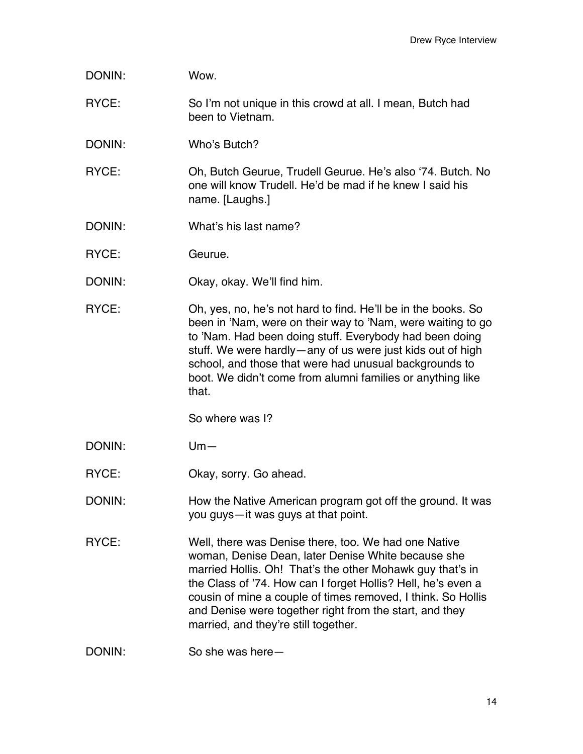DONIN: Wow.

RYCE: So I'm not unique in this crowd at all. I mean, Butch had been to Vietnam.

DONIN: Who's Butch?

RYCE: Oh, Butch Geurue, Trudell Geurue. He's also '74. Butch. No one will know Trudell. He'd be mad if he knew I said his name. [Laughs.]

DONIN: What's his last name?

RYCE: Geurue.

DONIN: Okay, okay. We'll find him.

RYCE: Oh, yes, no, he's not hard to find. He'll be in the books. So been in 'Nam, were on their way to 'Nam, were waiting to go to 'Nam. Had been doing stuff. Everybody had been doing stuff. We were hardly—any of us were just kids out of high school, and those that were had unusual backgrounds to boot. We didn't come from alumni families or anything like that.

So where was I?

DONIN: Um—

RYCE: Okay, sorry. Go ahead.

DONIN: How the Native American program got off the ground. It was you guys—it was guys at that point.

RYCE: Well, there was Denise there, too. We had one Native woman, Denise Dean, later Denise White because she married Hollis. Oh! That's the other Mohawk guy that's in the Class of '74. How can I forget Hollis? Hell, he's even a cousin of mine a couple of times removed, I think. So Hollis and Denise were together right from the start, and they married, and they're still together.

DONIN: So she was here—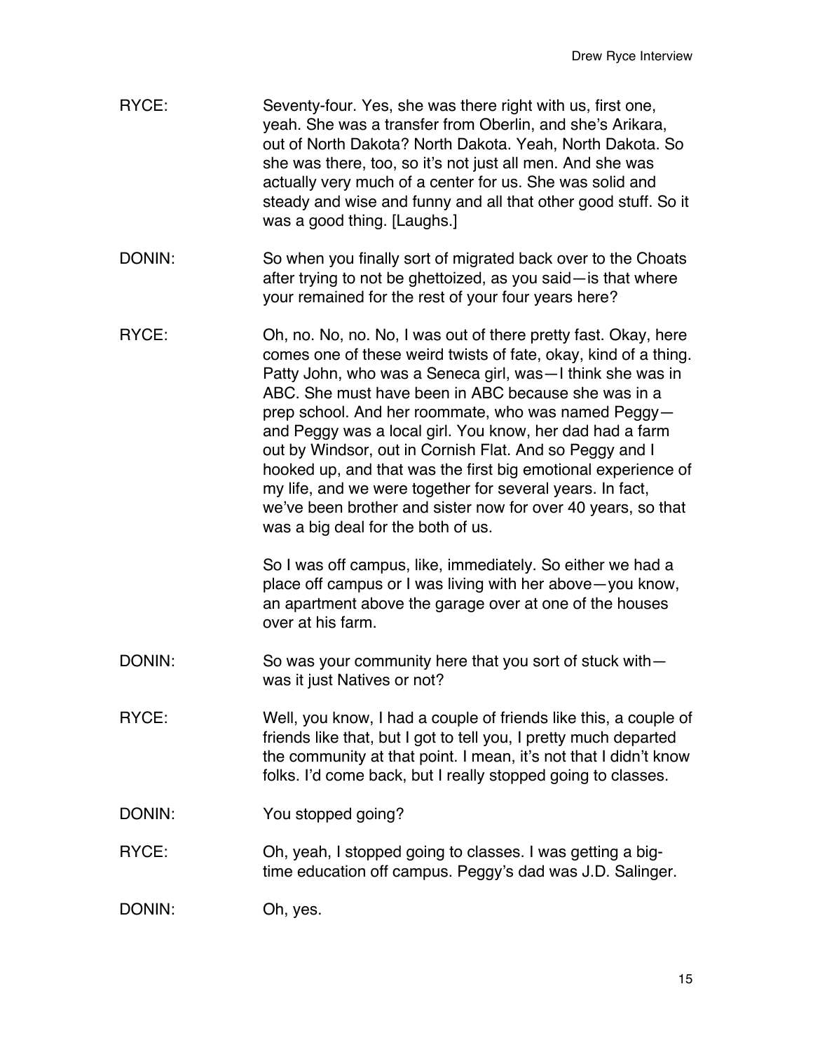RYCE: Seventy-four. Yes, she was there right with us, first one, yeah. She was a transfer from Oberlin, and she's Arikara, out of North Dakota? North Dakota. Yeah, North Dakota. So she was there, too, so it's not just all men. And she was actually very much of a center for us. She was solid and steady and wise and funny and all that other good stuff. So it was a good thing. [Laughs.]

DONIN: So when you finally sort of migrated back over to the Choats after trying to not be ghettoized, as you said—is that where your remained for the rest of your four years here?

RYCE: Oh, no. No, no. No, I was out of there pretty fast. Okay, here comes one of these weird twists of fate, okay, kind of a thing. Patty John, who was a Seneca girl, was—I think she was in ABC. She must have been in ABC because she was in a prep school. And her roommate, who was named Peggy—and Peggy was a local girl. You know, her dad had a farm out by Windsor, out in Cornish Flat. And so Peggy and I hooked up, and that was the first big emotional experience of my life, and we were together for several years. In fact, we've been brother and sister now for over 40 years, so that was a big deal for the both of us.

So I was off campus, like, immediately. So either we had a place off campus or I was living with her above—you know, an apartment above the garage over at one of the houses over at his farm.

DONIN: So was your community here that you sort of stuck with—was it just Natives or not?

RYCE: Well, you know, I had a couple of friends like this, a couple of friends like that, but I got to tell you, I pretty much departed the community at that point. I mean, it's not that I didn't know folks. I'd come back, but I really stopped going to classes.

DONIN: You stopped going?

RYCE: Oh, yeah, I stopped going to classes. I was getting a big-time education off campus. Peggy's dad was J.D. Salinger.

DONIN: Oh, yes.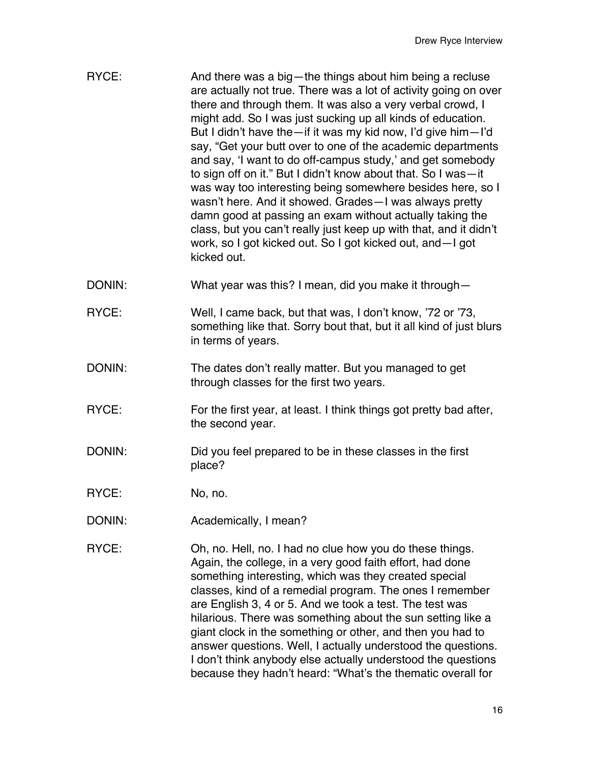RYCE: And there was a big—the things about him being a recluse are actually not true. There was a lot of activity going on over there and through them. It was also a very verbal crowd, I might add. So I was just sucking up all kinds of education. But I didn't have the—if it was my kid now, I'd give him—I'd say, "Get your butt over to one of the academic departments and say, 'I want to do off-campus study,' and get somebody to sign off on it." But I didn't know about that. So I was—it was way too interesting being somewhere besides here, so I wasn't here. And it showed. Grades—I was always pretty damn good at passing an exam without actually taking the class, but you can't really just keep up with that, and it didn't work, so I got kicked out. So I got kicked out, and—I got kicked out.

DONIN: What year was this? I mean, did you make it through—

RYCE: Well, I came back, but that was, I don't know, '72 or '73, something like that. Sorry bout that, but it all kind of just blurs in terms of years.

DONIN: The dates don't really matter. But you managed to get through classes for the first two years.

RYCE: For the first year, at least. I think things got pretty bad after, the second year.

DONIN: Did you feel prepared to be in these classes in the first place?

RYCE: No, no.

DONIN: Academically, I mean?

RYCE: Oh, no. Hell, no. I had no clue how you do these things. Again, the college, in a very good faith effort, had done something interesting, which was they created special classes, kind of a remedial program. The ones I remember are English 3, 4 or 5. And we took a test. The test was hilarious. There was something about the sun setting like a giant clock in the something or other, and then you had to answer questions. Well, I actually understood the questions. I don't think anybody else actually understood the questions because they hadn't heard: "What's the thematic overall for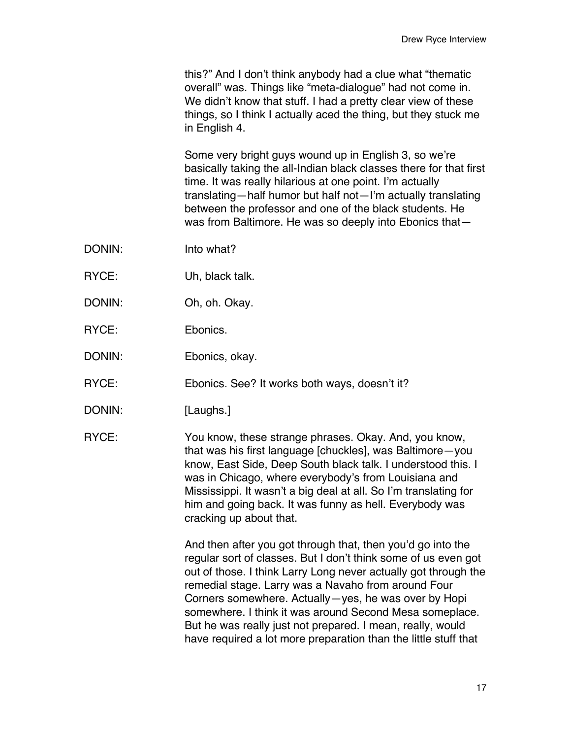this?" And I don't think anybody had a clue what "thematic overall" was. Things like "meta-dialogue" had not come in. We didn't know that stuff. I had a pretty clear view of these things, so I think I actually aced the thing, but they stuck me in English 4.

Some very bright guys wound up in English 3, so we're basically taking the all-Indian black classes there for that first time. It was really hilarious at one point. I'm actually translating—half humor but half not—I'm actually translating between the professor and one of the black students. He was from Baltimore. He was so deeply into Ebonics that—

DONIN: Into what?

RYCE: Uh, black talk.

DONIN: Oh, oh. Okay.

RYCE: Ebonics.

DONIN: Ebonics, okay.

RYCE: Ebonics. See? It works both ways, doesn't it?

DONIN: [Laughs.]

RYCE: You know, these strange phrases. Okay. And, you know, that was his first language [chuckles], was Baltimore—you know, East Side, Deep South black talk. I understood this. I was in Chicago, where everybody's from Louisiana and Mississippi. It wasn't a big deal at all. So I'm translating for him and going back. It was funny as hell. Everybody was cracking up about that.

And then after you got through that, then you'd go into the regular sort of classes. But I don't think some of us even got out of those. I think Larry Long never actually got through the remedial stage. Larry was a Navaho from around Four Corners somewhere. Actually—yes, he was over by Hopi somewhere. I think it was around Second Mesa someplace. But he was really just not prepared. I mean, really, would have required a lot more preparation than the little stuff that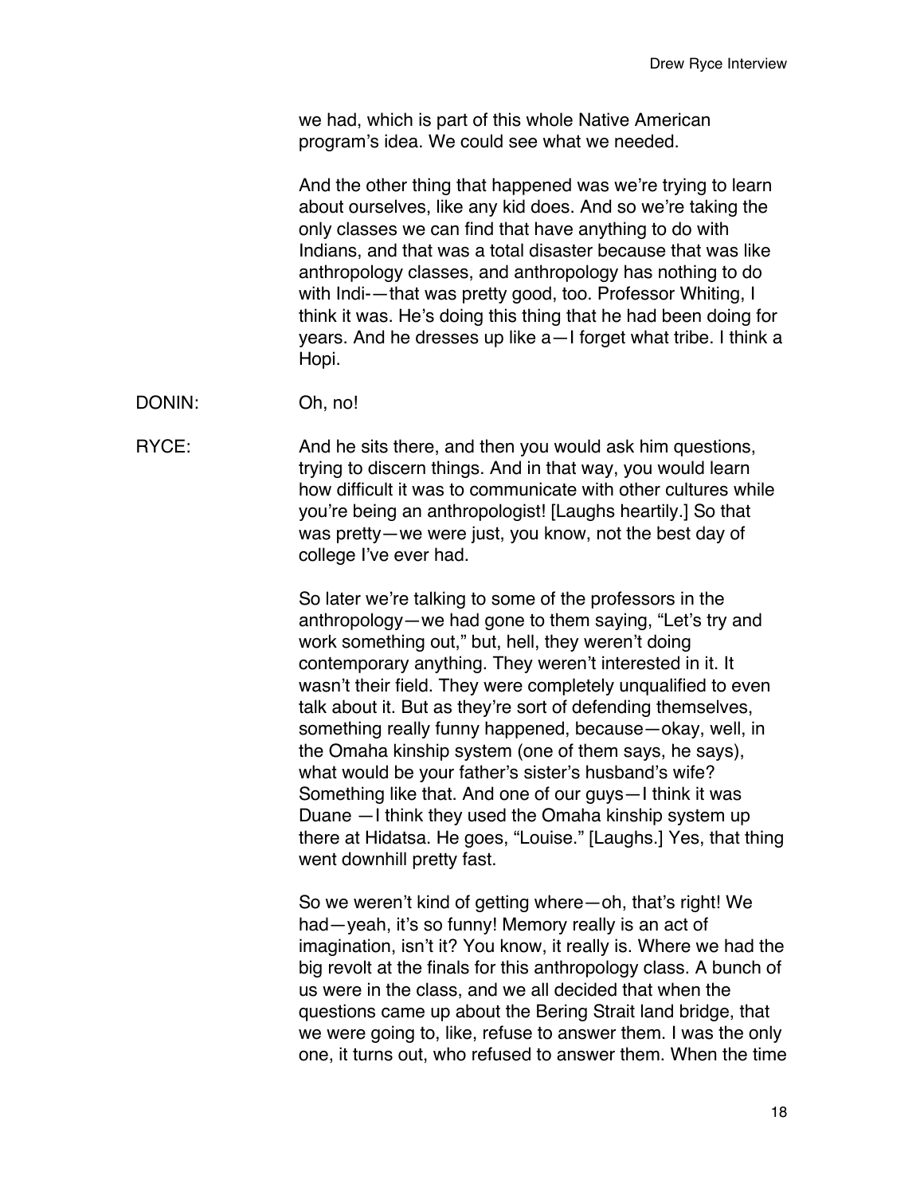we had, which is part of this whole Native American program's idea. We could see what we needed.

And the other thing that happened was we're trying to learn about ourselves, like any kid does. And so we're taking the only classes we can find that have anything to do with Indians, and that was a total disaster because that was like anthropology classes, and anthropology has nothing to do with Indi-—that was pretty good, too. Professor Whiting, I think it was. He's doing this thing that he had been doing for years. And he dresses up like a—I forget what tribe. I think a Hopi.

DONIN: Oh, no!

RYCE: And he sits there, and then you would ask him questions, trying to discern things. And in that way, you would learn how difficult it was to communicate with other cultures while you're being an anthropologist! [Laughs heartily.] So that was pretty—we were just, you know, not the best day of college I've ever had.

So later we're talking to some of the professors in the anthropology—we had gone to them saying, "Let's try and work something out," but, hell, they weren't doing contemporary anything. They weren't interested in it. It wasn't their field. They were completely unqualified to even talk about it. But as they're sort of defending themselves, something really funny happened, because—okay, well, in the Omaha kinship system (one of them says, he says), what would be your father's sister's husband's wife? Something like that. And one of our guys—I think it was Duane —I think they used the Omaha kinship system up there at Hidatsa. He goes, "Louise." [Laughs.] Yes, that thing went downhill pretty fast.

So we weren't kind of getting where—oh, that's right! We had—yeah, it's so funny! Memory really is an act of imagination, isn't it? You know, it really is. Where we had the big revolt at the finals for this anthropology class. A bunch of us were in the class, and we all decided that when the questions came up about the Bering Strait land bridge, that we were going to, like, refuse to answer them. I was the only one, it turns out, who refused to answer them. When the time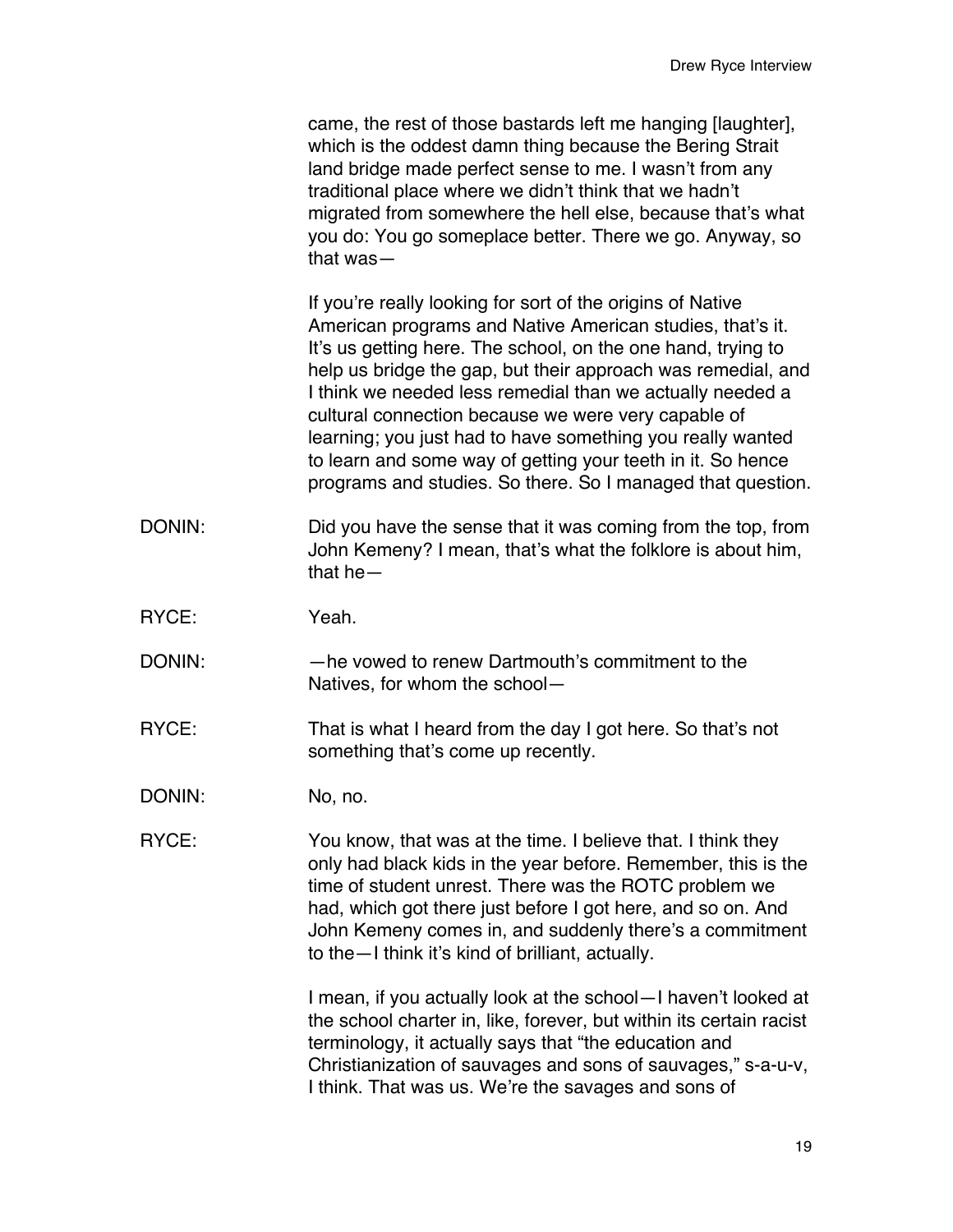came, the rest of those bastards left me hanging [laughter], which is the oddest damn thing because the Bering Strait land bridge made perfect sense to me. I wasn't from any traditional place where we didn't think that we hadn't migrated from somewhere the hell else, because that's what you do: You go someplace better. There we go. Anyway, so that was—

If you're really looking for sort of the origins of Native American programs and Native American studies, that's it. It's us getting here. The school, on the one hand, trying to help us bridge the gap, but their approach was remedial, and I think we needed less remedial than we actually needed a cultural connection because we were very capable of learning; you just had to have something you really wanted to learn and some way of getting your teeth in it. So hence programs and studies. So there. So I managed that question.

DONIN: Did you have the sense that it was coming from the top, from John Kemeny? I mean, that's what the folklore is about him, that he—

RYCE: Yeah.

DONIN: —he vowed to renew Dartmouth's commitment to the Natives, for whom the school—

RYCE: That is what I heard from the day I got here. So that's not something that's come up recently.

DONIN: No, no.

RYCE: You know, that was at the time. I believe that. I think they only had black kids in the year before. Remember, this is the time of student unrest. There was the ROTC problem we had, which got there just before I got here, and so on. And John Kemeny comes in, and suddenly there's a commitment to the—I think it's kind of brilliant, actually.

I mean, if you actually look at the school—I haven't looked at the school charter in, like, forever, but within its certain racist terminology, it actually says that "the education and Christianization of sauvages and sons of sauvages," s-a-u-v, I think. That was us. We're the savages and sons of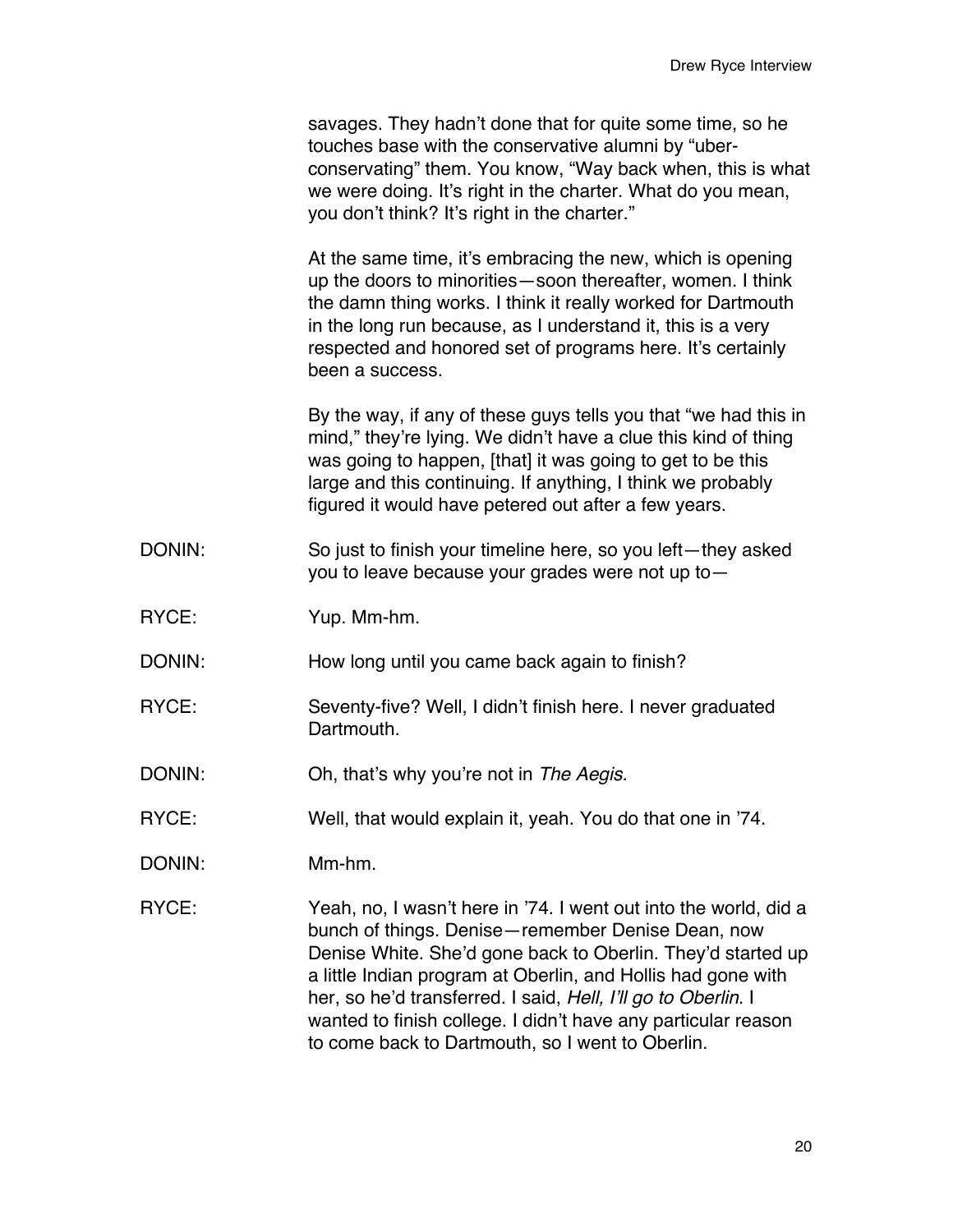savages. They hadn't done that for quite some time, so he touches base with the conservative alumni by "uber-conservating" them. You know, "Way back when, this is what we were doing. It's right in the charter. What do you mean, you don't think? It's right in the charter."

At the same time, it's embracing the new, which is opening up the doors to minorities—soon thereafter, women. I think the damn thing works. I think it really worked for Dartmouth in the long run because, as I understand it, this is a very respected and honored set of programs here. It's certainly been a success.

By the way, if any of these guys tells you that "we had this in mind," they're lying. We didn't have a clue this kind of thing was going to happen, [that] it was going to get to be this large and this continuing. If anything, I think we probably figured it would have petered out after a few years.

DONIN: So just to finish your timeline here, so you left—they asked you to leave because your grades were not up to—

RYCE: Yup. Mm-hm.

DONIN: How long until you came back again to finish?

RYCE: Seventy-five? Well, I didn't finish here. I never graduated Dartmouth.

DONIN: Oh, that's why you're not in *The Aegis*.

RYCE: Well, that would explain it, yeah. You do that one in '74.

DONIN: Mm-hm.

RYCE: Yeah, no, I wasn't here in '74. I went out into the world, did a bunch of things. Denise—remember Denise Dean, now Denise White. She'd gone back to Oberlin. They'd started up a little Indian program at Oberlin, and Hollis had gone with her, so he'd transferred. I said, *Hell, I'll go to Oberlin*. I wanted to finish college. I didn't have any particular reason to come back to Dartmouth, so I went to Oberlin.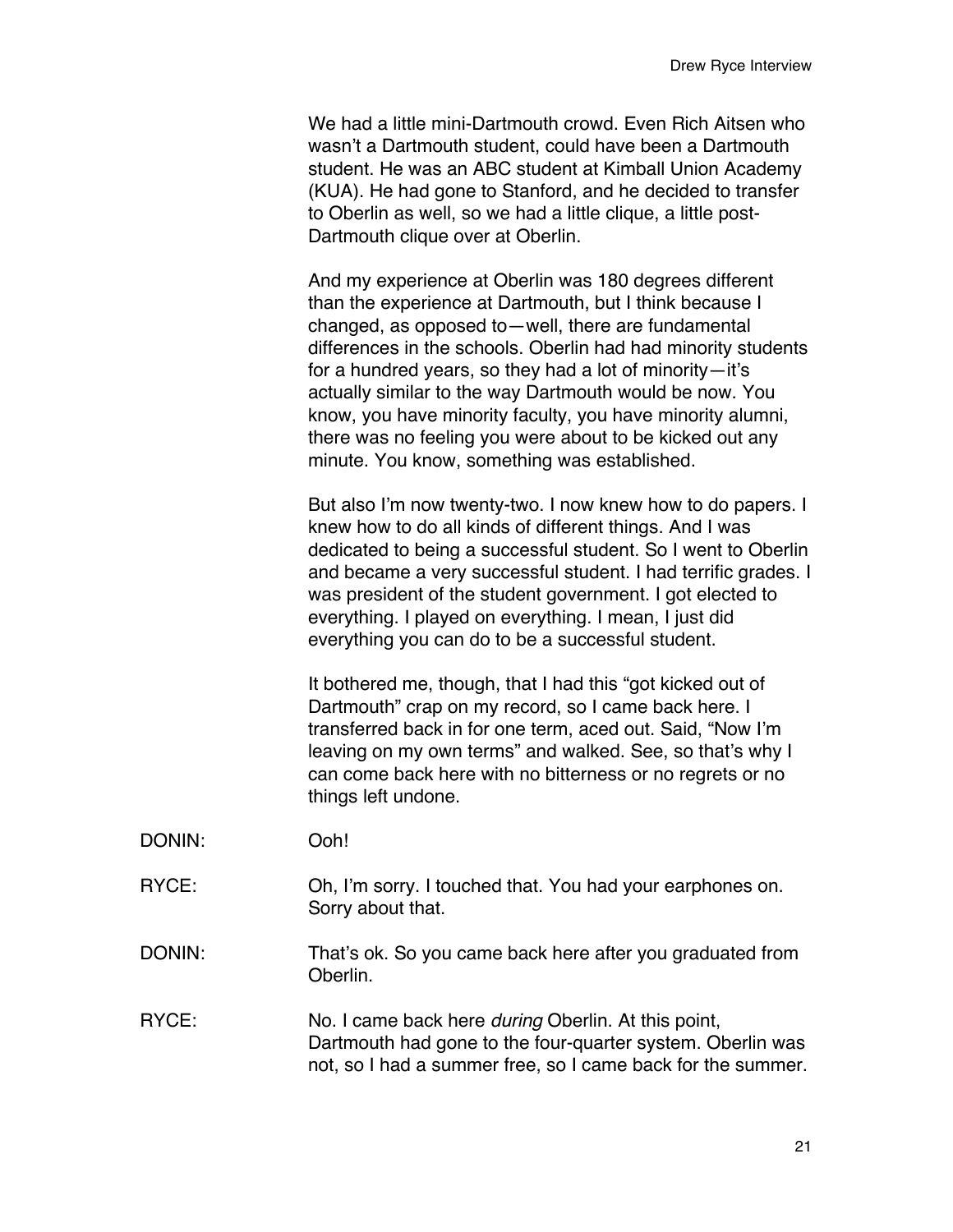We had a little mini-Dartmouth crowd. Even Rich Aitsen who wasn't a Dartmouth student, could have been a Dartmouth student. He was an ABC student at Kimball Union Academy (KUA). He had gone to Stanford, and he decided to transfer to Oberlin as well, so we had a little clique, a little post-Dartmouth clique over at Oberlin.

And my experience at Oberlin was 180 degrees different than the experience at Dartmouth, but I think because I changed, as opposed to—well, there are fundamental differences in the schools. Oberlin had had minority students for a hundred years, so they had a lot of minority—it's actually similar to the way Dartmouth would be now. You know, you have minority faculty, you have minority alumni, there was no feeling you were about to be kicked out any minute. You know, something was established.

But also I'm now twenty-two. I now knew how to do papers. I knew how to do all kinds of different things. And I was dedicated to being a successful student. So I went to Oberlin and became a very successful student. I had terrific grades. I was president of the student government. I got elected to everything. I played on everything. I mean, I just did everything you can do to be a successful student.

It bothered me, though, that I had this "got kicked out of Dartmouth" crap on my record, so I came back here. I transferred back in for one term, aced out. Said, "Now I'm leaving on my own terms" and walked. See, so that's why I can come back here with no bitterness or no regrets or no things left undone.

DONIN: Ooh!

RYCE: Oh, I'm sorry. I touched that. You had your earphones on. Sorry about that.

DONIN: That's ok. So you came back here after you graduated from Oberlin.

RYCE: No. I came back here *during* Oberlin. At this point, Dartmouth had gone to the four-quarter system. Oberlin was not, so I had a summer free, so I came back for the summer.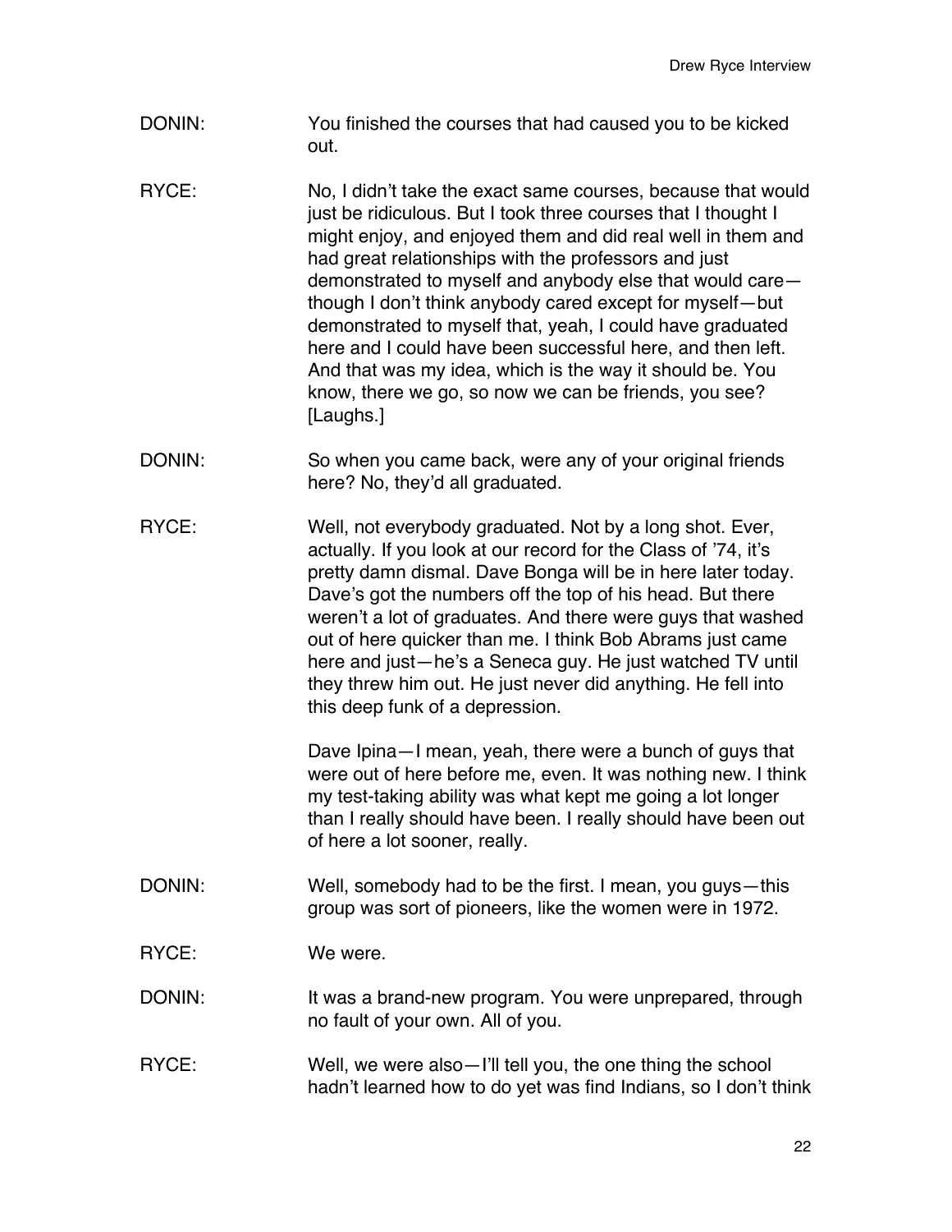DONIN: You finished the courses that had caused you to be kicked out.

RYCE: No, I didn't take the exact same courses, because that would just be ridiculous. But I took three courses that I thought I might enjoy, and enjoyed them and did real well in them and had great relationships with the professors and just demonstrated to myself and anybody else that would care—though I don't think anybody cared except for myself—but demonstrated to myself that, yeah, I could have graduated here and I could have been successful here, and then left. And that was my idea, which is the way it should be. You know, there we go, so now we can be friends, you see? [Laughs.]

DONIN: So when you came back, were any of your original friends here? No, they'd all graduated.

RYCE: Well, not everybody graduated. Not by a long shot. Ever, actually. If you look at our record for the Class of '74, it's pretty damn dismal. Dave Bonga will be in here later today. Dave's got the numbers off the top of his head. But there weren't a lot of graduates. And there were guys that washed out of here quicker than me. I think Bob Abrams just came here and just—he's a Seneca guy. He just watched TV until they threw him out. He just never did anything. He fell into this deep funk of a depression.

Dave Ipina—I mean, yeah, there were a bunch of guys that were out of here before me, even. It was nothing new. I think my test-taking ability was what kept me going a lot longer than I really should have been. I really should have been out of here a lot sooner, really.

DONIN: Well, somebody had to be the first. I mean, you guys—this group was sort of pioneers, like the women were in 1972.

RYCE: We were.

DONIN: It was a brand-new program. You were unprepared, through no fault of your own. All of you.

RYCE: Well, we were also—I'll tell you, the one thing the school hadn't learned how to do yet was find Indians, so I don't think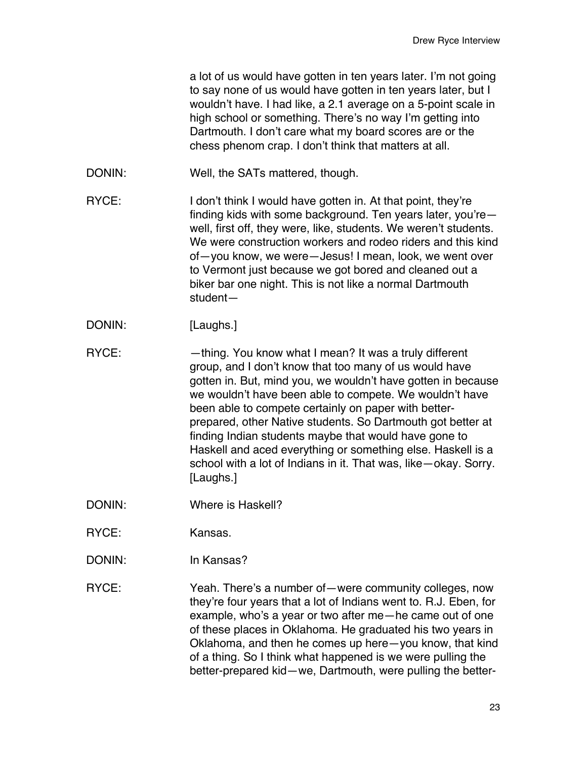a lot of us would have gotten in ten years later. I'm not going to say none of us would have gotten in ten years later, but I wouldn't have. I had like, a 2.1 average on a 5-point scale in high school or something. There's no way I'm getting into Dartmouth. I don't care what my board scores are or the chess phenom crap. I don't think that matters at all.

DONIN: Well, the SATs mattered, though.

RYCE: I don't think I would have gotten in. At that point, they're finding kids with some background. Ten years later, you're—well, first off, they were, like, students. We weren't students. We were construction workers and rodeo riders and this kind of—you know, we were—Jesus! I mean, look, we went over to Vermont just because we got bored and cleaned out a biker bar one night. This is not like a normal Dartmouth student—

DONIN: [Laughs.]

RYCE: —thing. You know what I mean? It was a truly different group, and I don't know that too many of us would have gotten in. But, mind you, we wouldn't have gotten in because we wouldn't have been able to compete. We wouldn't have been able to compete certainly on paper with better-prepared, other Native students. So Dartmouth got better at finding Indian students maybe that would have gone to Haskell and aced everything or something else. Haskell is a school with a lot of Indians in it. That was, like—okay. Sorry. [Laughs.]

DONIN: Where is Haskell?

RYCE: Kansas.

DONIN: In Kansas?

RYCE: Yeah. There's a number of—were community colleges, now they're four years that a lot of Indians went to. R.J. Eben, for example, who's a year or two after me—he came out of one of these places in Oklahoma. He graduated his two years in Oklahoma, and then he comes up here—you know, that kind of a thing. So I think what happened is we were pulling the better-prepared kid—we, Dartmouth, were pulling the better-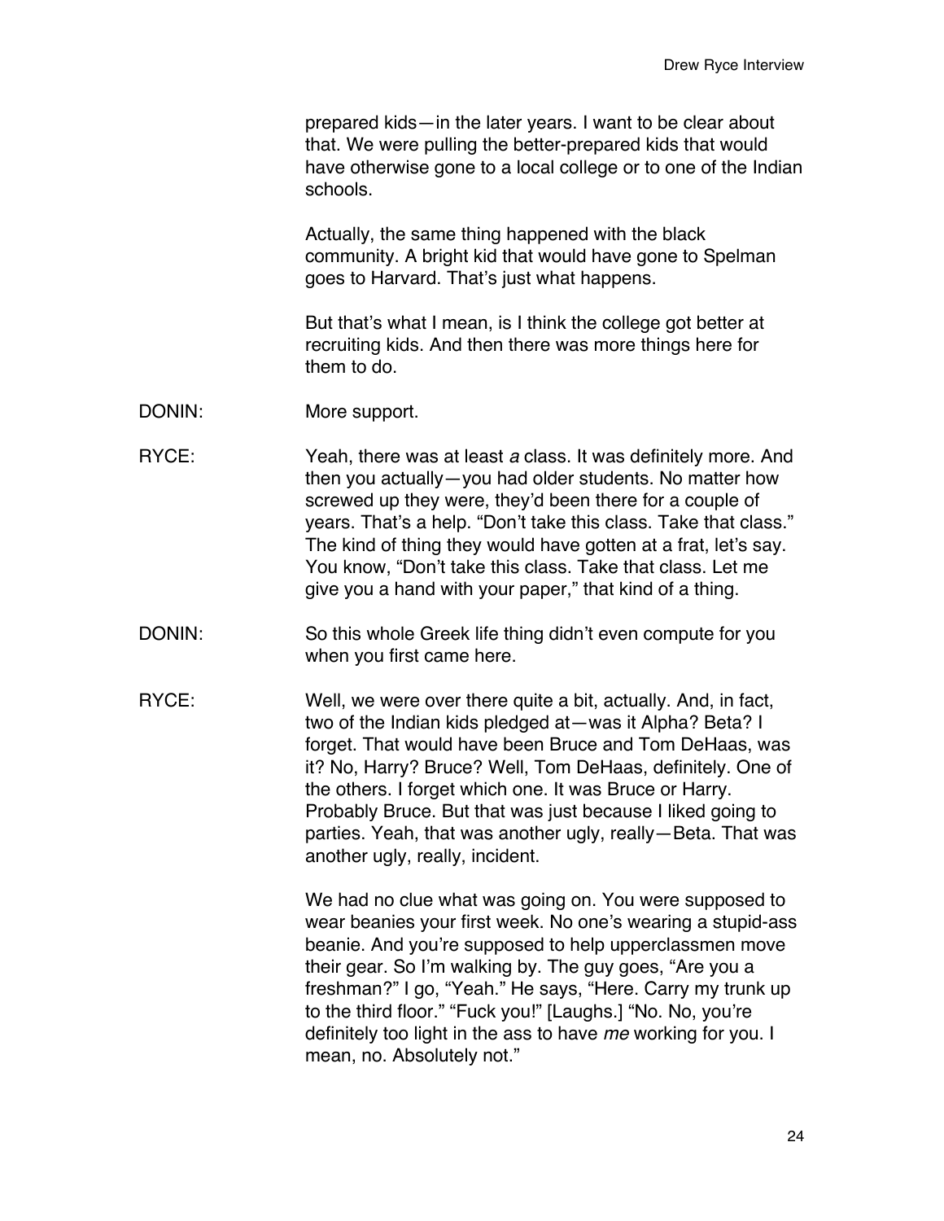prepared kids—in the later years. I want to be clear about that. We were pulling the better-prepared kids that would have otherwise gone to a local college or to one of the Indian schools.

Actually, the same thing happened with the black community. A bright kid that would have gone to Spelman goes to Harvard. That's just what happens.

But that's what I mean, is I think the college got better at recruiting kids. And then there was more things here for them to do.

DONIN: More support.

RYCE: Yeah, there was at least *a* class. It was definitely more. And then you actually—you had older students. No matter how screwed up they were, they'd been there for a couple of years. That's a help. "Don't take this class. Take that class." The kind of thing they would have gotten at a frat, let's say. You know, "Don't take this class. Take that class. Let me give you a hand with your paper," that kind of a thing.

DONIN: So this whole Greek life thing didn't even compute for you when you first came here.

RYCE: Well, we were over there quite a bit, actually. And, in fact, two of the Indian kids pledged at—was it Alpha? Beta? I forget. That would have been Bruce and Tom DeHaas, was it? No, Harry? Bruce? Well, Tom DeHaas, definitely. One of the others. I forget which one. It was Bruce or Harry. Probably Bruce. But that was just because I liked going to parties. Yeah, that was another ugly, really—Beta. That was another ugly, really, incident.

We had no clue what was going on. You were supposed to wear beanies your first week. No one's wearing a stupid-ass beanie. And you're supposed to help upperclassmen move their gear. So I'm walking by. The guy goes, "Are you a freshman?" I go, "Yeah." He says, "Here. Carry my trunk up to the third floor." "Fuck you!" [Laughs.] "No. No, you're definitely too light in the ass to have *me* working for you. I mean, no. Absolutely not."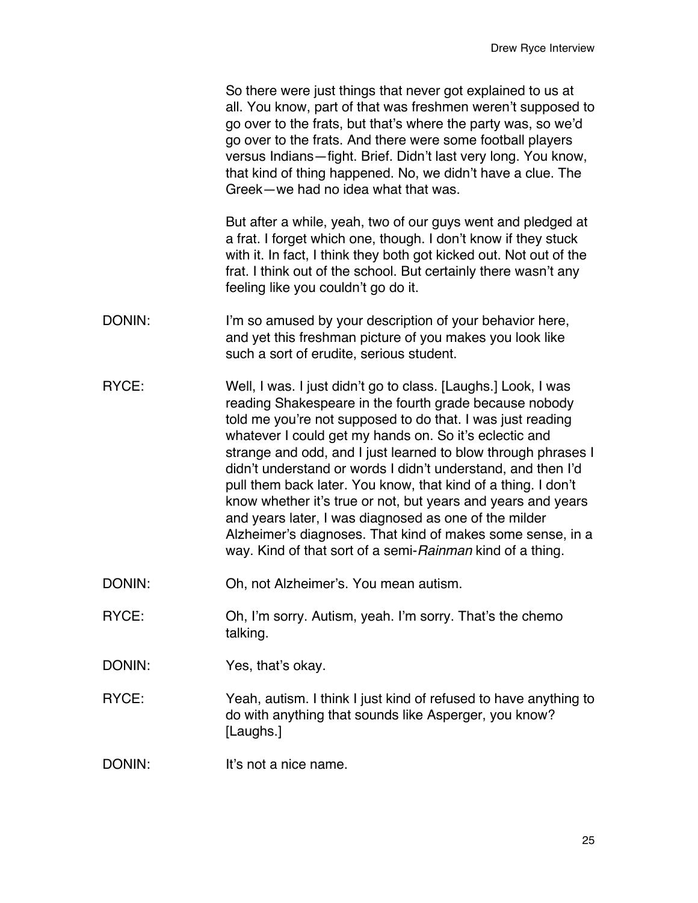So there were just things that never got explained to us at all. You know, part of that was freshmen weren't supposed to go over to the frats, but that's where the party was, so we'd go over to the frats. And there were some football players versus Indians—fight. Brief. Didn't last very long. You know, that kind of thing happened. No, we didn't have a clue. The Greek—we had no idea what that was.

But after a while, yeah, two of our guys went and pledged at a frat. I forget which one, though. I don't know if they stuck with it. In fact, I think they both got kicked out. Not out of the frat. I think out of the school. But certainly there wasn't any feeling like you couldn't go do it.

DONIN: I'm so amused by your description of your behavior here, and yet this freshman picture of you makes you look like such a sort of erudite, serious student.

RYCE: Well, I was. I just didn't go to class. [Laughs.] Look, I was reading Shakespeare in the fourth grade because nobody told me you're not supposed to do that. I was just reading whatever I could get my hands on. So it's eclectic and strange and odd, and I just learned to blow through phrases I didn't understand or words I didn't understand, and then I'd pull them back later. You know, that kind of a thing. I don't know whether it's true or not, but years and years and years and years later, I was diagnosed as one of the milder Alzheimer's diagnoses. That kind of makes some sense, in a way. Kind of that sort of a semi-*Rainman* kind of a thing.

DONIN: Oh, not Alzheimer's. You mean autism.

RYCE: Oh, I'm sorry. Autism, yeah. I'm sorry. That's the chemo talking.

DONIN: Yes, that's okay.

RYCE: Yeah, autism. I think I just kind of refused to have anything to do with anything that sounds like Asperger, you know? [Laughs.]

DONIN: It's not a nice name.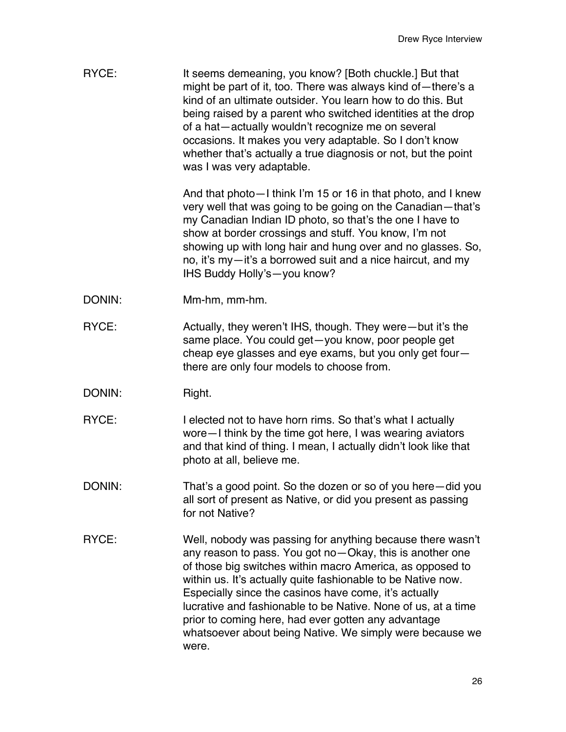RYCE: It seems demeaning, you know? [Both chuckle.] But that might be part of it, too. There was always kind of—there's a kind of an ultimate outsider. You learn how to do this. But being raised by a parent who switched identities at the drop of a hat—actually wouldn't recognize me on several occasions. It makes you very adaptable. So I don't know whether that's actually a true diagnosis or not, but the point was I was very adaptable.

And that photo—I think I'm 15 or 16 in that photo, and I knew very well that was going to be going on the Canadian—that's my Canadian Indian ID photo, so that's the one I have to show at border crossings and stuff. You know, I'm not showing up with long hair and hung over and no glasses. So, no, it's my—it's a borrowed suit and a nice haircut, and my IHS Buddy Holly's—you know?

DONIN: Mm-hm, mm-hm.

RYCE: Actually, they weren't IHS, though. They were—but it's the same place. You could get—you know, poor people get cheap eye glasses and eye exams, but you only get four—there are only four models to choose from.

DONIN: Right.

RYCE: I elected not to have horn rims. So that's what I actually wore—I think by the time got here, I was wearing aviators and that kind of thing. I mean, I actually didn't look like that photo at all, believe me.

DONIN: That's a good point. So the dozen or so of you here—did you all sort of present as Native, or did you present as passing for not Native?

RYCE: Well, nobody was passing for anything because there wasn't any reason to pass. You got no—Okay, this is another one of those big switches within macro America, as opposed to within us. It's actually quite fashionable to be Native now. Especially since the casinos have come, it's actually lucrative and fashionable to be Native. None of us, at a time prior to coming here, had ever gotten any advantage whatsoever about being Native. We simply were because we were.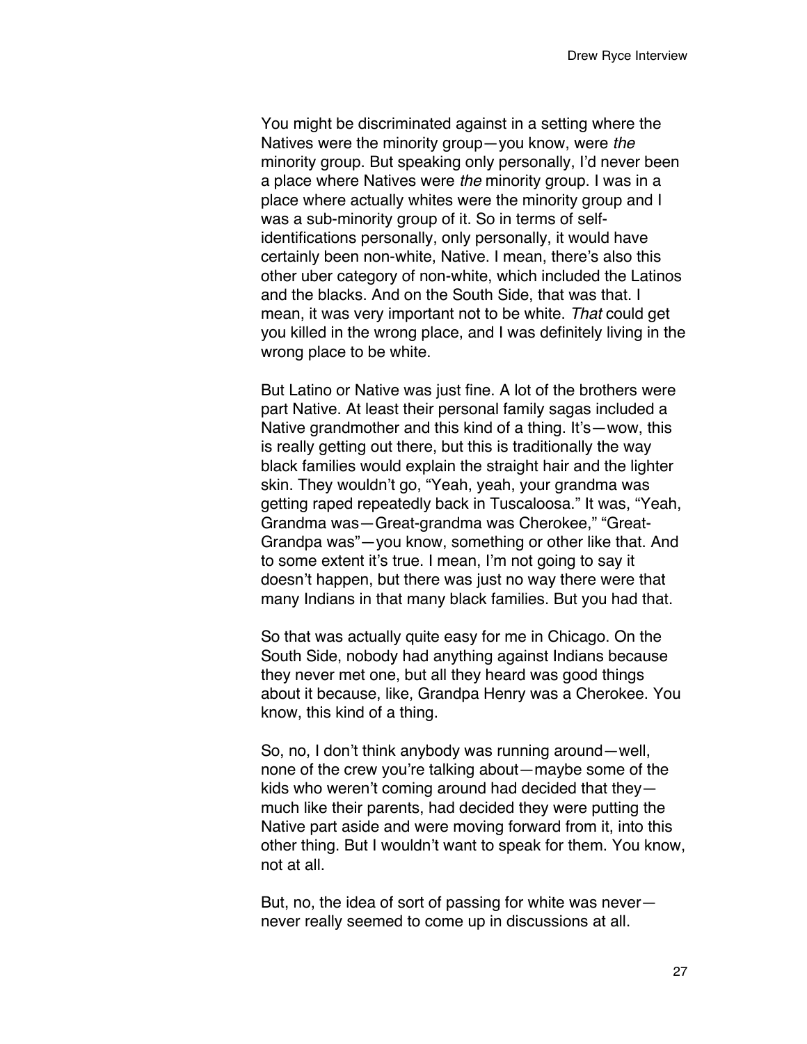You might be discriminated against in a setting where the Natives were the minority group—you know, were *the* minority group. But speaking only personally, I'd never been a place where Natives were *the* minority group. I was in a place where actually whites were the minority group and I was a sub-minority group of it. So in terms of self-identifications personally, only personally, it would have certainly been non-white, Native. I mean, there's also this other uber category of non-white, which included the Latinos and the blacks. And on the South Side, that was that. I mean, it was very important not to be white. *That* could get you killed in the wrong place, and I was definitely living in the wrong place to be white.

But Latino or Native was just fine. A lot of the brothers were part Native. At least their personal family sagas included a Native grandmother and this kind of a thing. It's—wow, this is really getting out there, but this is traditionally the way black families would explain the straight hair and the lighter skin. They wouldn't go, "Yeah, yeah, your grandma was getting raped repeatedly back in Tuscaloosa." It was, "Yeah, Grandma was—Great-grandma was Cherokee," "Great-Grandpa was"—you know, something or other like that. And to some extent it's true. I mean, I'm not going to say it doesn't happen, but there was just no way there were that many Indians in that many black families. But you had that.

So that was actually quite easy for me in Chicago. On the South Side, nobody had anything against Indians because they never met one, but all they heard was good things about it because, like, Grandpa Henry was a Cherokee. You know, this kind of a thing.

So, no, I don't think anybody was running around—well, none of the crew you're talking about—maybe some of the kids who weren't coming around had decided that they—much like their parents, had decided they were putting the Native part aside and were moving forward from it, into this other thing. But I wouldn't want to speak for them. You know, not at all.

But, no, the idea of sort of passing for white was never—never really seemed to come up in discussions at all.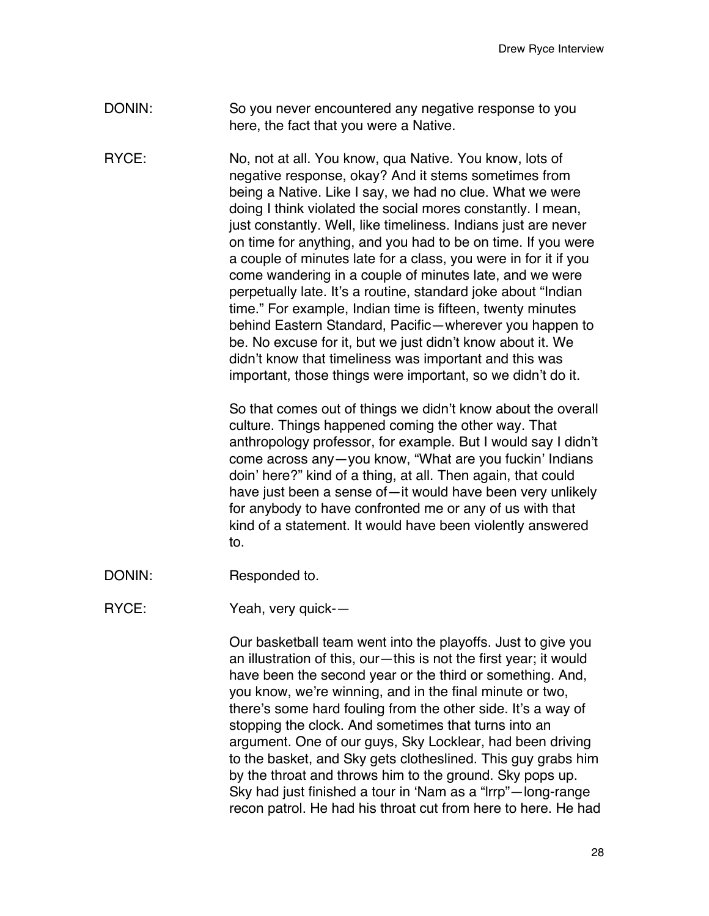DONIN: So you never encountered any negative response to you here, the fact that you were a Native.

RYCE: No, not at all. You know, qua Native. You know, lots of negative response, okay? And it stems sometimes from being a Native. Like I say, we had no clue. What we were doing I think violated the social mores constantly. I mean, just constantly. Well, like timeliness. Indians just are never on time for anything, and you had to be on time. If you were a couple of minutes late for a class, you were in for it if you come wandering in a couple of minutes late, and we were perpetually late. It's a routine, standard joke about "Indian time." For example, Indian time is fifteen, twenty minutes behind Eastern Standard, Pacific—wherever you happen to be. No excuse for it, but we just didn't know about it. We didn't know that timeliness was important and this was important, those things were important, so we didn't do it.

So that comes out of things we didn't know about the overall culture. Things happened coming the other way. That anthropology professor, for example. But I would say I didn't come across any—you know, "What are you fuckin' Indians doin' here?" kind of a thing, at all. Then again, that could have just been a sense of—it would have been very unlikely for anybody to have confronted me or any of us with that kind of a statement. It would have been violently answered to.

DONIN: Responded to.

RYCE: Yeah, very quick-—

Our basketball team went into the playoffs. Just to give you an illustration of this, our—this is not the first year; it would have been the second year or the third or something. And, you know, we're winning, and in the final minute or two, there's some hard fouling from the other side. It's a way of stopping the clock. And sometimes that turns into an argument. One of our guys, Sky Locklear, had been driving to the basket, and Sky gets clotheslined. This guy grabs him by the throat and throws him to the ground. Sky pops up. Sky had just finished a tour in 'Nam as a "lrrp"—long-range recon patrol. He had his throat cut from here to here. He had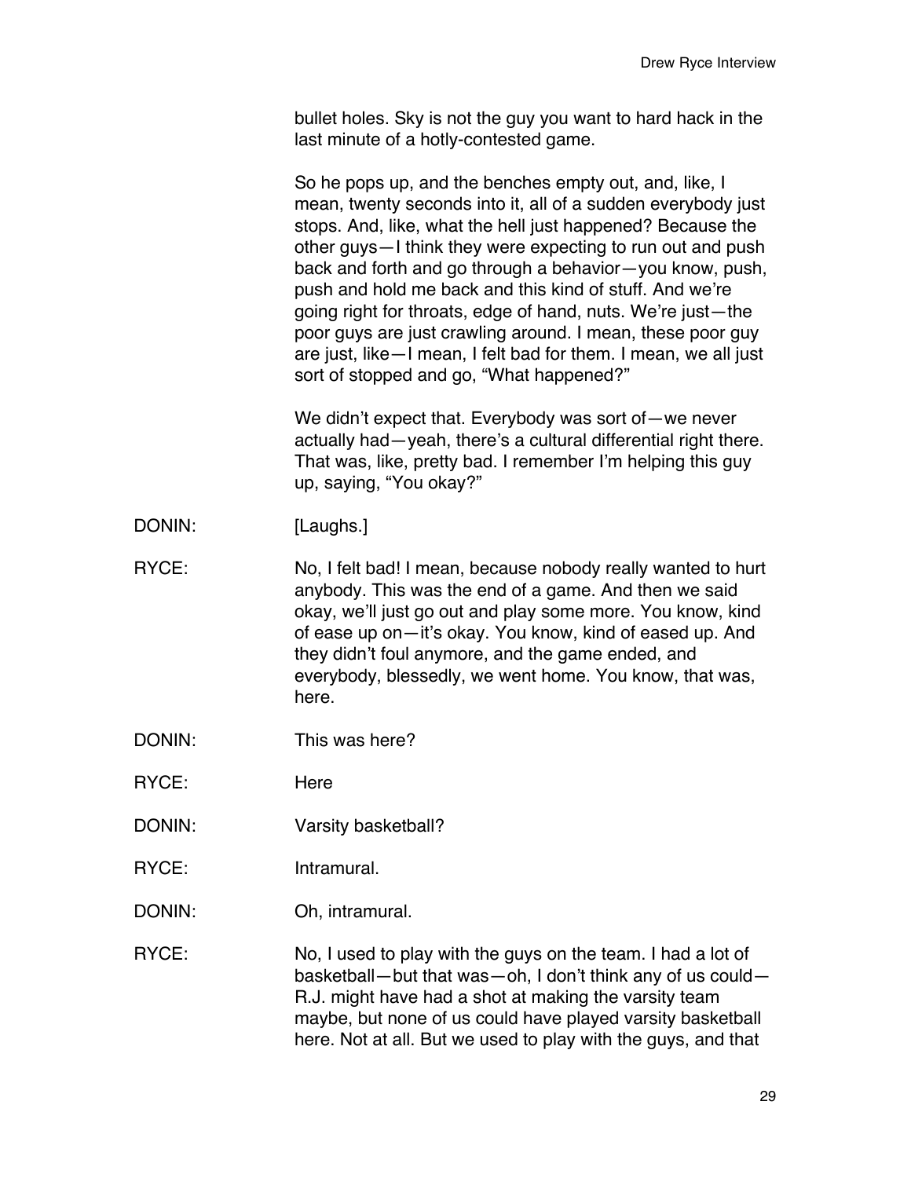bullet holes. Sky is not the guy you want to hard hack in the last minute of a hotly-contested game.

So he pops up, and the benches empty out, and, like, I mean, twenty seconds into it, all of a sudden everybody just stops. And, like, what the hell just happened? Because the other guys—I think they were expecting to run out and push back and forth and go through a behavior—you know, push, push and hold me back and this kind of stuff. And we're going right for throats, edge of hand, nuts. We're just—the poor guys are just crawling around. I mean, these poor guy are just, like—I mean, I felt bad for them. I mean, we all just sort of stopped and go, "What happened?"

We didn't expect that. Everybody was sort of—we never actually had—yeah, there's a cultural differential right there. That was, like, pretty bad. I remember I'm helping this guy up, saying, "You okay?"

DONIN: [Laughs.]

RYCE: No, I felt bad! I mean, because nobody really wanted to hurt anybody. This was the end of a game. And then we said okay, we'll just go out and play some more. You know, kind of ease up on—it's okay. You know, kind of eased up. And they didn't foul anymore, and the game ended, and everybody, blessedly, we went home. You know, that was, here.

DONIN: This was here?

RYCE: Here

DONIN: Varsity basketball?

RYCE: Intramural.

DONIN: Oh, intramural.

RYCE: No, I used to play with the guys on the team. I had a lot of basketball—but that was—oh, I don't think any of us could—R.J. might have had a shot at making the varsity team maybe, but none of us could have played varsity basketball here. Not at all. But we used to play with the guys, and that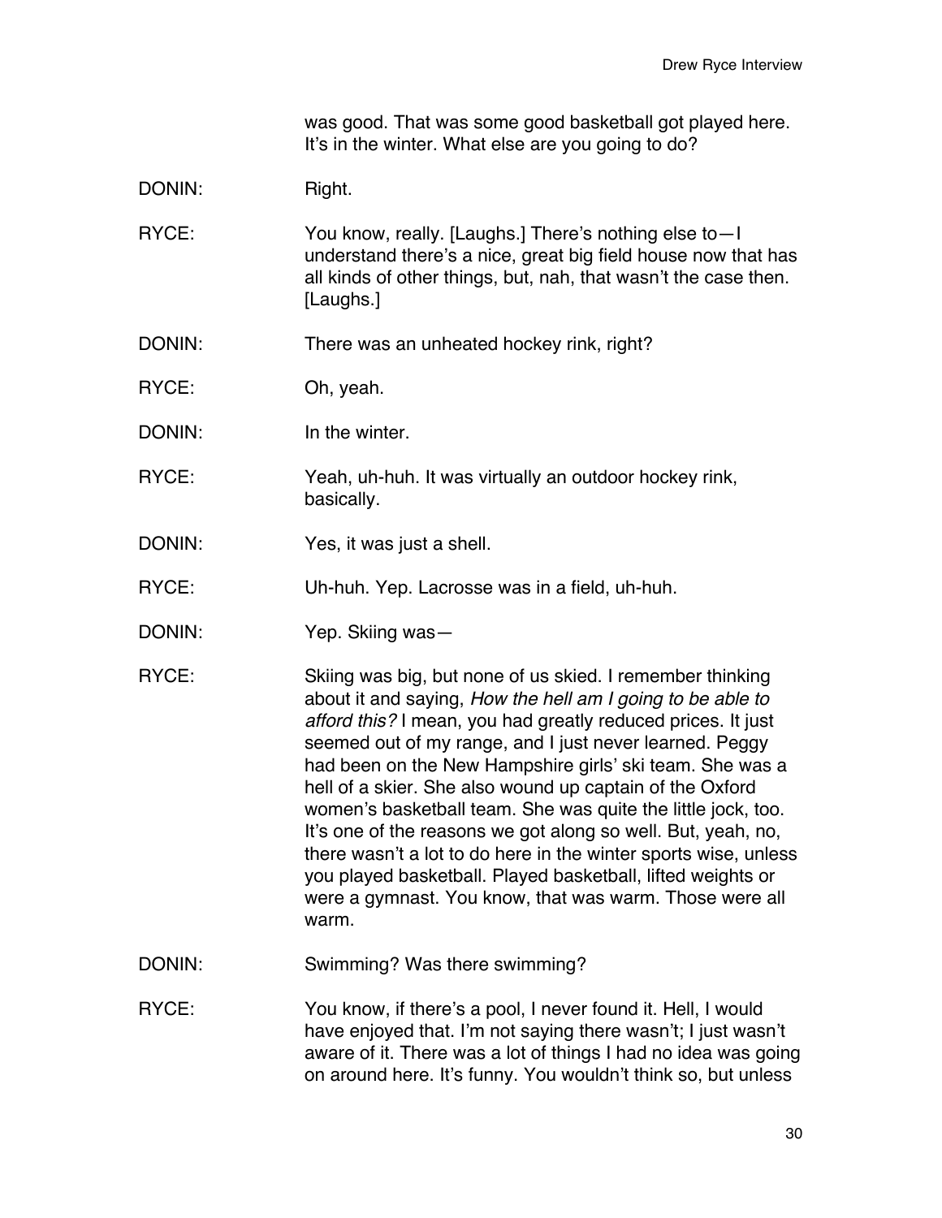was good. That was some good basketball got played here. It's in the winter. What else are you going to do?

DONIN: Right.

RYCE: You know, really. [Laughs.] There's nothing else to—I understand there's a nice, great big field house now that has all kinds of other things, but, nah, that wasn't the case then. [Laughs.]

DONIN: There was an unheated hockey rink, right?

RYCE: Oh, yeah.

DONIN: In the winter.

RYCE: Yeah, uh-huh. It was virtually an outdoor hockey rink, basically.

DONIN: Yes, it was just a shell.

RYCE: Uh-huh. Yep. Lacrosse was in a field, uh-huh.

DONIN: Yep. Skiing was—

RYCE: Skiing was big, but none of us skied. I remember thinking about it and saying, *How the hell am I going to be able to afford this?* I mean, you had greatly reduced prices. It just seemed out of my range, and I just never learned. Peggy had been on the New Hampshire girls' ski team. She was a hell of a skier. She also wound up captain of the Oxford women's basketball team. She was quite the little jock, too. It's one of the reasons we got along so well. But, yeah, no, there wasn't a lot to do here in the winter sports wise, unless you played basketball. Played basketball, lifted weights or were a gymnast. You know, that was warm. Those were all warm.

DONIN: Swimming? Was there swimming?

RYCE: You know, if there's a pool, I never found it. Hell, I would have enjoyed that. I'm not saying there wasn't; I just wasn't aware of it. There was a lot of things I had no idea was going on around here. It's funny. You wouldn't think so, but unless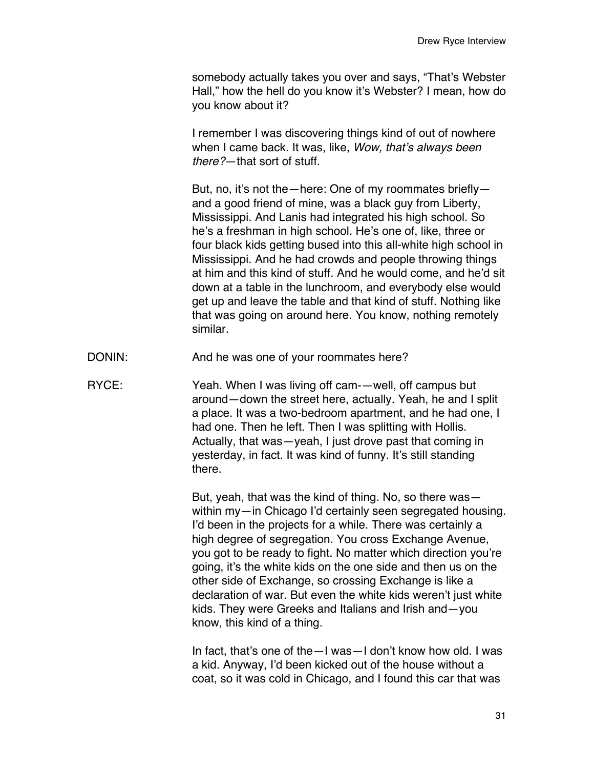somebody actually takes you over and says, "That's Webster Hall," how the hell do you know it's Webster? I mean, how do you know about it?

I remember I was discovering things kind of out of nowhere when I came back. It was, like, *Wow, that's always been there?*—that sort of stuff.

But, no, it's not the—here: One of my roommates briefly—and a good friend of mine, was a black guy from Liberty, Mississippi. And Lanis had integrated his high school. So he's a freshman in high school. He's one of, like, three or four black kids getting bused into this all-white high school in Mississippi. And he had crowds and people throwing things at him and this kind of stuff. And he would come, and he'd sit down at a table in the lunchroom, and everybody else would get up and leave the table and that kind of stuff. Nothing like that was going on around here. You know, nothing remotely similar.

DONIN: And he was one of your roommates here?

RYCE: Yeah. When I was living off cam-—well, off campus but around—down the street here, actually. Yeah, he and I split a place. It was a two-bedroom apartment, and he had one, I had one. Then he left. Then I was splitting with Hollis. Actually, that was—yeah, I just drove past that coming in yesterday, in fact. It was kind of funny. It's still standing there.

But, yeah, that was the kind of thing. No, so there was—within my—in Chicago I'd certainly seen segregated housing. I'd been in the projects for a while. There was certainly a high degree of segregation. You cross Exchange Avenue, you got to be ready to fight. No matter which direction you're going, it's the white kids on the one side and then us on the other side of Exchange, so crossing Exchange is like a declaration of war. But even the white kids weren't just white kids. They were Greeks and Italians and Irish and—you know, this kind of a thing.

In fact, that's one of the—I was—I don't know how old. I was a kid. Anyway, I'd been kicked out of the house without a coat, so it was cold in Chicago, and I found this car that was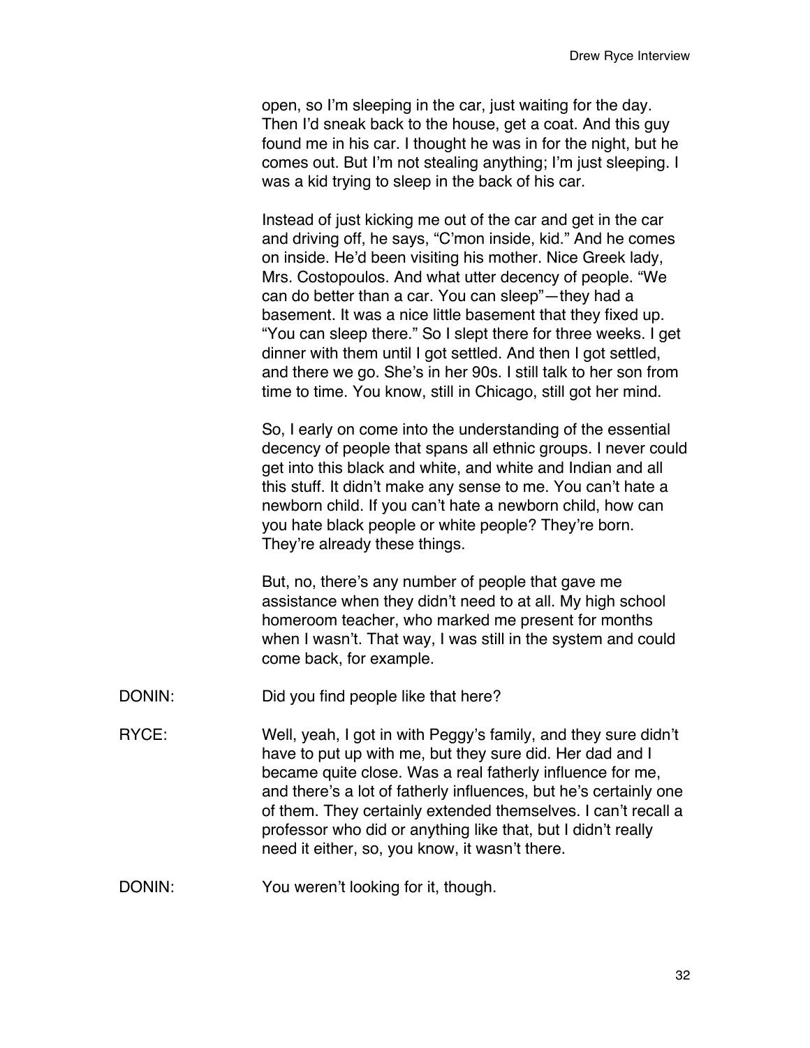open, so I'm sleeping in the car, just waiting for the day. Then I'd sneak back to the house, get a coat. And this guy found me in his car. I thought he was in for the night, but he comes out. But I'm not stealing anything; I'm just sleeping. I was a kid trying to sleep in the back of his car.

Instead of just kicking me out of the car and get in the car and driving off, he says, "C'mon inside, kid." And he comes on inside. He'd been visiting his mother. Nice Greek lady, Mrs. Costopoulos. And what utter decency of people. "We can do better than a car. You can sleep"—they had a basement. It was a nice little basement that they fixed up. "You can sleep there." So I slept there for three weeks. I get dinner with them until I got settled. And then I got settled, and there we go. She's in her 90s. I still talk to her son from time to time. You know, still in Chicago, still got her mind.

So, I early on come into the understanding of the essential decency of people that spans all ethnic groups. I never could get into this black and white, and white and Indian and all this stuff. It didn't make any sense to me. You can't hate a newborn child. If you can't hate a newborn child, how can you hate black people or white people? They're born. They're already these things.

But, no, there's any number of people that gave me assistance when they didn't need to at all. My high school homeroom teacher, who marked me present for months when I wasn't. That way, I was still in the system and could come back, for example.

DONIN: Did you find people like that here?

RYCE: Well, yeah, I got in with Peggy's family, and they sure didn't have to put up with me, but they sure did. Her dad and I became quite close. Was a real fatherly influence for me, and there's a lot of fatherly influences, but he's certainly one of them. They certainly extended themselves. I can't recall a professor who did or anything like that, but I didn't really need it either, so, you know, it wasn't there.

DONIN: You weren't looking for it, though.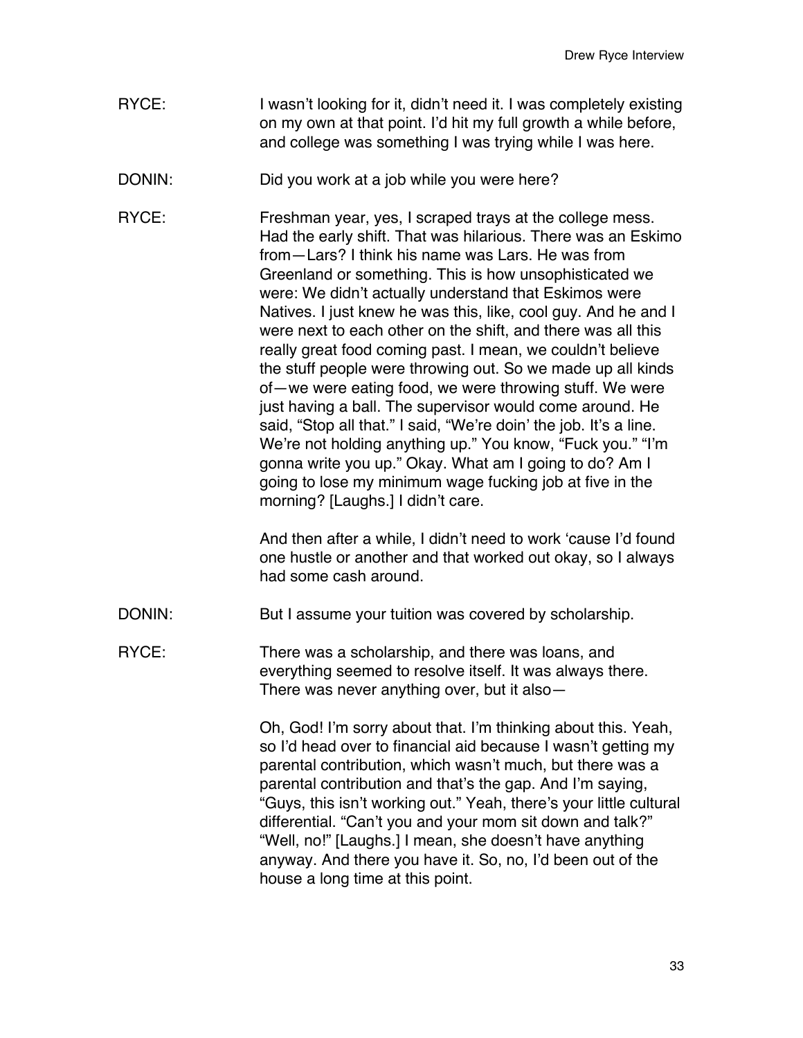RYCE: I wasn't looking for it, didn't need it. I was completely existing on my own at that point. I'd hit my full growth a while before, and college was something I was trying while I was here.

DONIN: Did you work at a job while you were here?

RYCE: Freshman year, yes, I scraped trays at the college mess. Had the early shift. That was hilarious. There was an Eskimo from—Lars? I think his name was Lars. He was from Greenland or something. This is how unsophisticated we were: We didn't actually understand that Eskimos were Natives. I just knew he was this, like, cool guy. And he and I were next to each other on the shift, and there was all this really great food coming past. I mean, we couldn't believe the stuff people were throwing out. So we made up all kinds of—we were eating food, we were throwing stuff. We were just having a ball. The supervisor would come around. He said, "Stop all that." I said, "We're doin' the job. It's a line. We're not holding anything up." You know, "Fuck you." "I'm gonna write you up." Okay. What am I going to do? Am I going to lose my minimum wage fucking job at five in the morning? [Laughs.] I didn't care.

And then after a while, I didn't need to work 'cause I'd found one hustle or another and that worked out okay, so I always had some cash around.

DONIN: But I assume your tuition was covered by scholarship.

RYCE: There was a scholarship, and there was loans, and everything seemed to resolve itself. It was always there. There was never anything over, but it also—

Oh, God! I'm sorry about that. I'm thinking about this. Yeah, so I'd head over to financial aid because I wasn't getting my parental contribution, which wasn't much, but there was a parental contribution and that's the gap. And I'm saying, "Guys, this isn't working out." Yeah, there's your little cultural differential. "Can't you and your mom sit down and talk?" "Well, no!" [Laughs.] I mean, she doesn't have anything anyway. And there you have it. So, no, I'd been out of the house a long time at this point.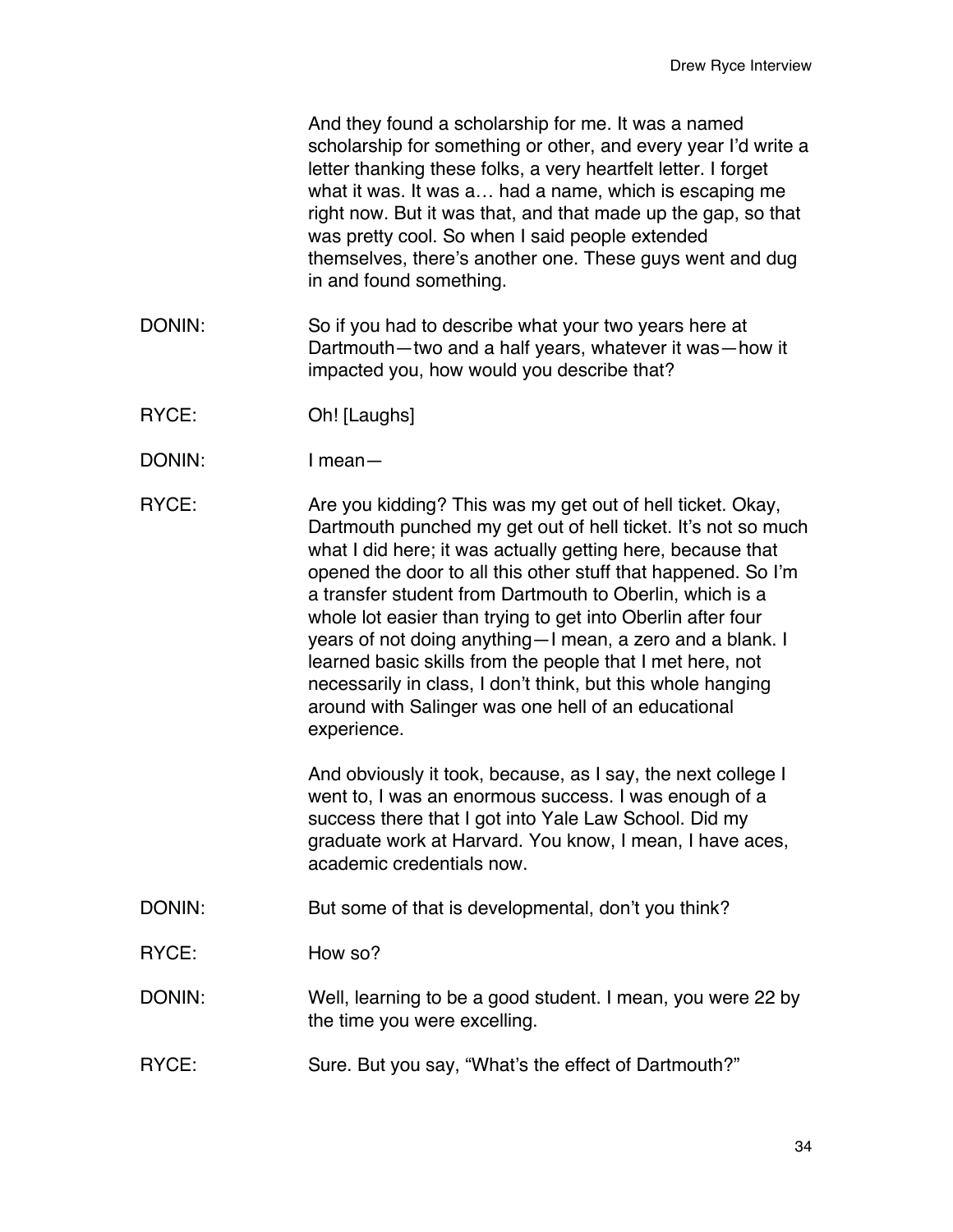And they found a scholarship for me. It was a named scholarship for something or other, and every year I'd write a letter thanking these folks, a very heartfelt letter. I forget what it was. It was a… had a name, which is escaping me right now. But it was that, and that made up the gap, so that was pretty cool. So when I said people extended themselves, there's another one. These guys went and dug in and found something.

DONIN: So if you had to describe what your two years here at Dartmouth—two and a half years, whatever it was—how it impacted you, how would you describe that?

RYCE: Oh! [Laughs]

DONIN: I mean—

RYCE: Are you kidding? This was my get out of hell ticket. Okay, Dartmouth punched my get out of hell ticket. It's not so much what I did here; it was actually getting here, because that opened the door to all this other stuff that happened. So I'm a transfer student from Dartmouth to Oberlin, which is a whole lot easier than trying to get into Oberlin after four years of not doing anything—I mean, a zero and a blank. I learned basic skills from the people that I met here, not necessarily in class, I don't think, but this whole hanging around with Salinger was one hell of an educational experience.

And obviously it took, because, as I say, the next college I went to, I was an enormous success. I was enough of a success there that I got into Yale Law School. Did my graduate work at Harvard. You know, I mean, I have aces, academic credentials now.

DONIN: But some of that is developmental, don't you think?

RYCE: How so?

DONIN: Well, learning to be a good student. I mean, you were 22 by the time you were excelling.

RYCE: Sure. But you say, "What's the effect of Dartmouth?"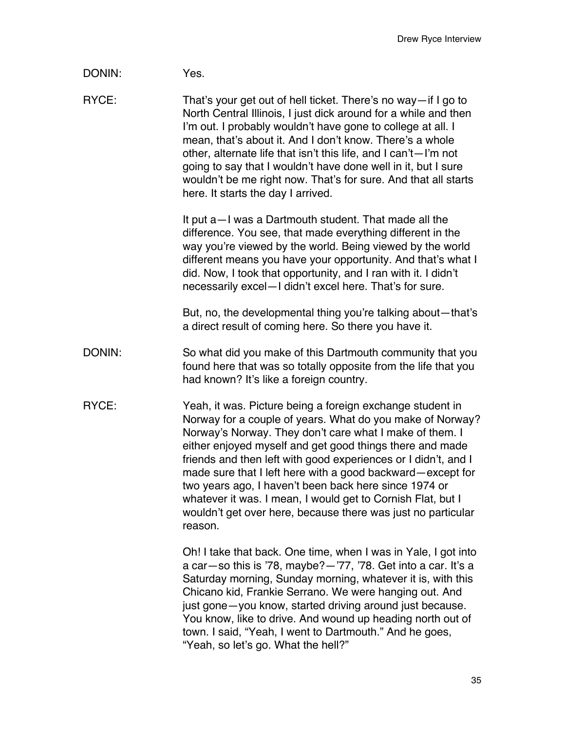DONIN: Yes.

RYCE: That's your get out of hell ticket. There's no way—if I go to North Central Illinois, I just dick around for a while and then I'm out. I probably wouldn't have gone to college at all. I mean, that's about it. And I don't know. There's a whole other, alternate life that isn't this life, and I can't—I'm not going to say that I wouldn't have done well in it, but I sure wouldn't be me right now. That's for sure. And that all starts here. It starts the day I arrived.

It put a—I was a Dartmouth student. That made all the difference. You see, that made everything different in the way you're viewed by the world. Being viewed by the world different means you have your opportunity. And that's what I did. Now, I took that opportunity, and I ran with it. I didn't necessarily excel—I didn't excel here. That's for sure.

But, no, the developmental thing you're talking about—that's a direct result of coming here. So there you have it.

DONIN: So what did you make of this Dartmouth community that you found here that was so totally opposite from the life that you had known? It's like a foreign country.

RYCE: Yeah, it was. Picture being a foreign exchange student in Norway for a couple of years. What do you make of Norway? Norway's Norway. They don't care what I make of them. I either enjoyed myself and get good things there and made friends and then left with good experiences or I didn't, and I made sure that I left here with a good backward—except for two years ago, I haven't been back here since 1974 or whatever it was. I mean, I would get to Cornish Flat, but I wouldn't get over here, because there was just no particular reason.

Oh! I take that back. One time, when I was in Yale, I got into a car—so this is '78, maybe?—'77, '78. Get into a car. It's a Saturday morning, Sunday morning, whatever it is, with this Chicano kid, Frankie Serrano. We were hanging out. And just gone—you know, started driving around just because. You know, like to drive. And wound up heading north out of town. I said, "Yeah, I went to Dartmouth." And he goes, "Yeah, so let's go. What the hell?"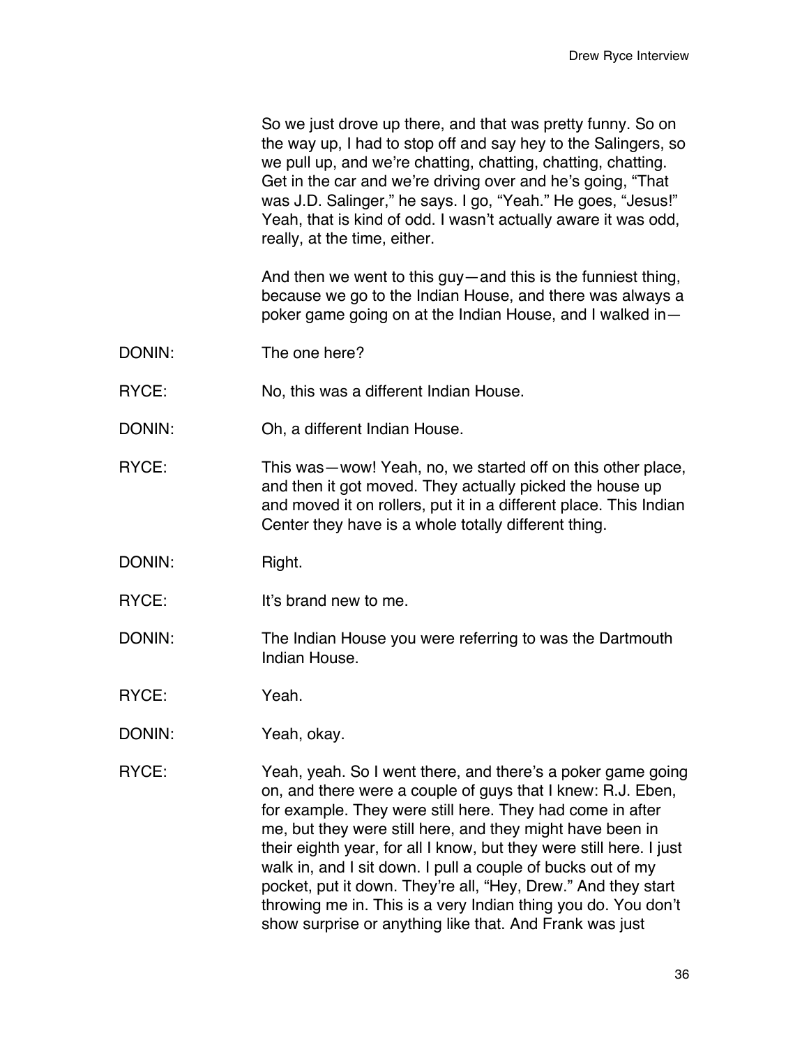So we just drove up there, and that was pretty funny. So on the way up, I had to stop off and say hey to the Salingers, so we pull up, and we're chatting, chatting, chatting, chatting. Get in the car and we're driving over and he's going, "That was J.D. Salinger," he says. I go, "Yeah." He goes, "Jesus!" Yeah, that is kind of odd. I wasn't actually aware it was odd, really, at the time, either.

And then we went to this guy—and this is the funniest thing, because we go to the Indian House, and there was always a poker game going on at the Indian House, and I walked in—

DONIN: The one here?

RYCE: No, this was a different Indian House.

DONIN: Oh, a different Indian House.

RYCE: This was—wow! Yeah, no, we started off on this other place, and then it got moved. They actually picked the house up and moved it on rollers, put it in a different place. This Indian Center they have is a whole totally different thing.

DONIN: Right.

RYCE: It's brand new to me.

DONIN: The Indian House you were referring to was the Dartmouth Indian House.

RYCE: Yeah.

DONIN: Yeah, okay.

RYCE: Yeah, yeah. So I went there, and there's a poker game going on, and there were a couple of guys that I knew: R.J. Eben, for example. They were still here. They had come in after me, but they were still here, and they might have been in their eighth year, for all I know, but they were still here. I just walk in, and I sit down. I pull a couple of bucks out of my pocket, put it down. They're all, "Hey, Drew." And they start throwing me in. This is a very Indian thing you do. You don't show surprise or anything like that. And Frank was just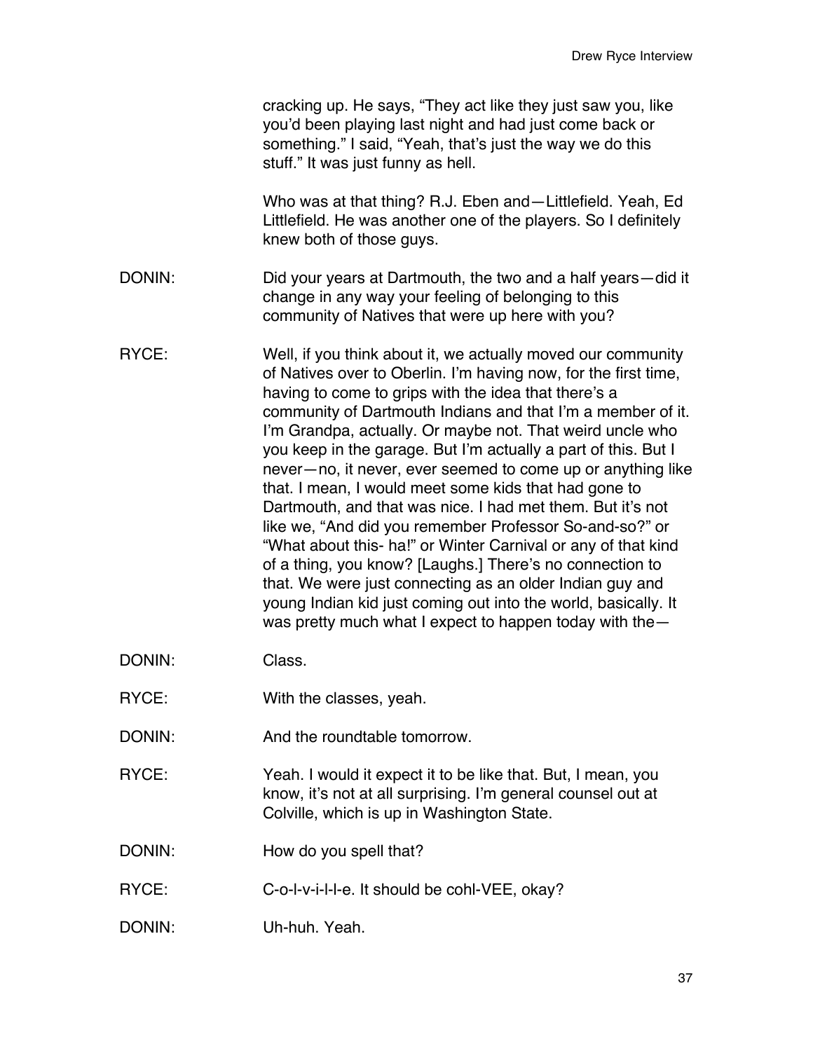cracking up. He says, "They act like they just saw you, like you'd been playing last night and had just come back or something." I said, "Yeah, that's just the way we do this stuff." It was just funny as hell.

Who was at that thing? R.J. Eben and—Littlefield. Yeah, Ed Littlefield. He was another one of the players. So I definitely knew both of those guys.

DONIN: Did your years at Dartmouth, the two and a half years—did it change in any way your feeling of belonging to this community of Natives that were up here with you?

RYCE: Well, if you think about it, we actually moved our community of Natives over to Oberlin. I'm having now, for the first time, having to come to grips with the idea that there's a community of Dartmouth Indians and that I'm a member of it. I'm Grandpa, actually. Or maybe not. That weird uncle who you keep in the garage. But I'm actually a part of this. But I never—no, it never, ever seemed to come up or anything like that. I mean, I would meet some kids that had gone to Dartmouth, and that was nice. I had met them. But it's not like we, "And did you remember Professor So-and-so?" or "What about this- ha!" or Winter Carnival or any of that kind of a thing, you know? [Laughs.] There's no connection to that. We were just connecting as an older Indian guy and young Indian kid just coming out into the world, basically. It was pretty much what I expect to happen today with the—

DONIN: Class.

RYCE: With the classes, yeah.

DONIN: And the roundtable tomorrow.

RYCE: Yeah. I would it expect it to be like that. But, I mean, you know, it's not at all surprising. I'm general counsel out at Colville, which is up in Washington State.

DONIN: How do you spell that?

RYCE: C-o-l-v-i-l-l-e. It should be cohl-VEE, okay?

DONIN: Uh-huh. Yeah.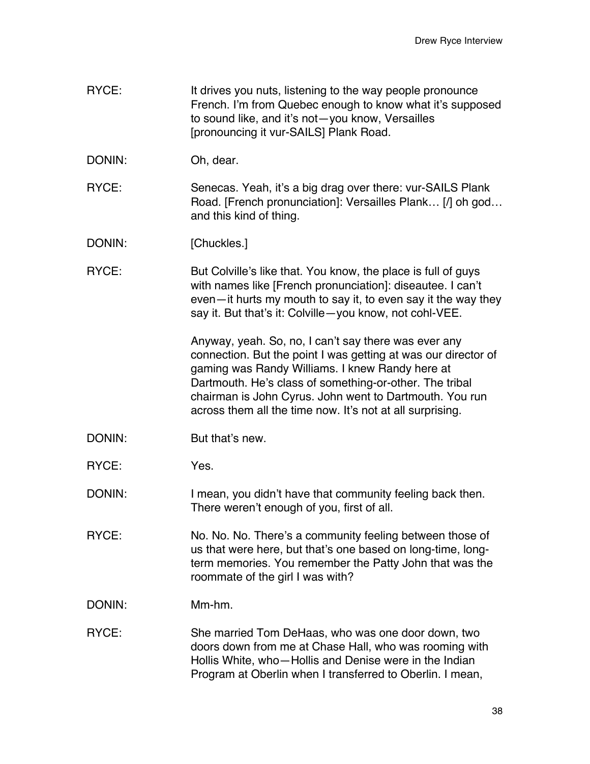RYCE: It drives you nuts, listening to the way people pronounce French. I'm from Quebec enough to know what it's supposed to sound like, and it's not—you know, Versailles [pronouncing it vur-SAILS] Plank Road.

DONIN: Oh, dear.

RYCE: Senecas. Yeah, it's a big drag over there: vur-SAILS Plank Road. [French pronunciation]: Versailles Plank… [/] oh god… and this kind of thing.

DONIN: [Chuckles.]

RYCE: But Colville's like that. You know, the place is full of guys with names like [French pronunciation]: diseautee. I can't even—it hurts my mouth to say it, to even say it the way they say it. But that's it: Colville—you know, not cohl-VEE.

Anyway, yeah. So, no, I can't say there was ever any connection. But the point I was getting at was our director of gaming was Randy Williams. I knew Randy here at Dartmouth. He's class of something-or-other. The tribal chairman is John Cyrus. John went to Dartmouth. You run across them all the time now. It's not at all surprising.

DONIN: But that's new.

RYCE: Yes.

DONIN: I mean, you didn't have that community feeling back then. There weren't enough of you, first of all.

RYCE: No. No. No. There's a community feeling between those of us that were here, but that's one based on long-time, long-term memories. You remember the Patty John that was the roommate of the girl I was with?

DONIN: Mm-hm.

RYCE: She married Tom DeHaas, who was one door down, two doors down from me at Chase Hall, who was rooming with Hollis White, who—Hollis and Denise were in the Indian Program at Oberlin when I transferred to Oberlin. I mean,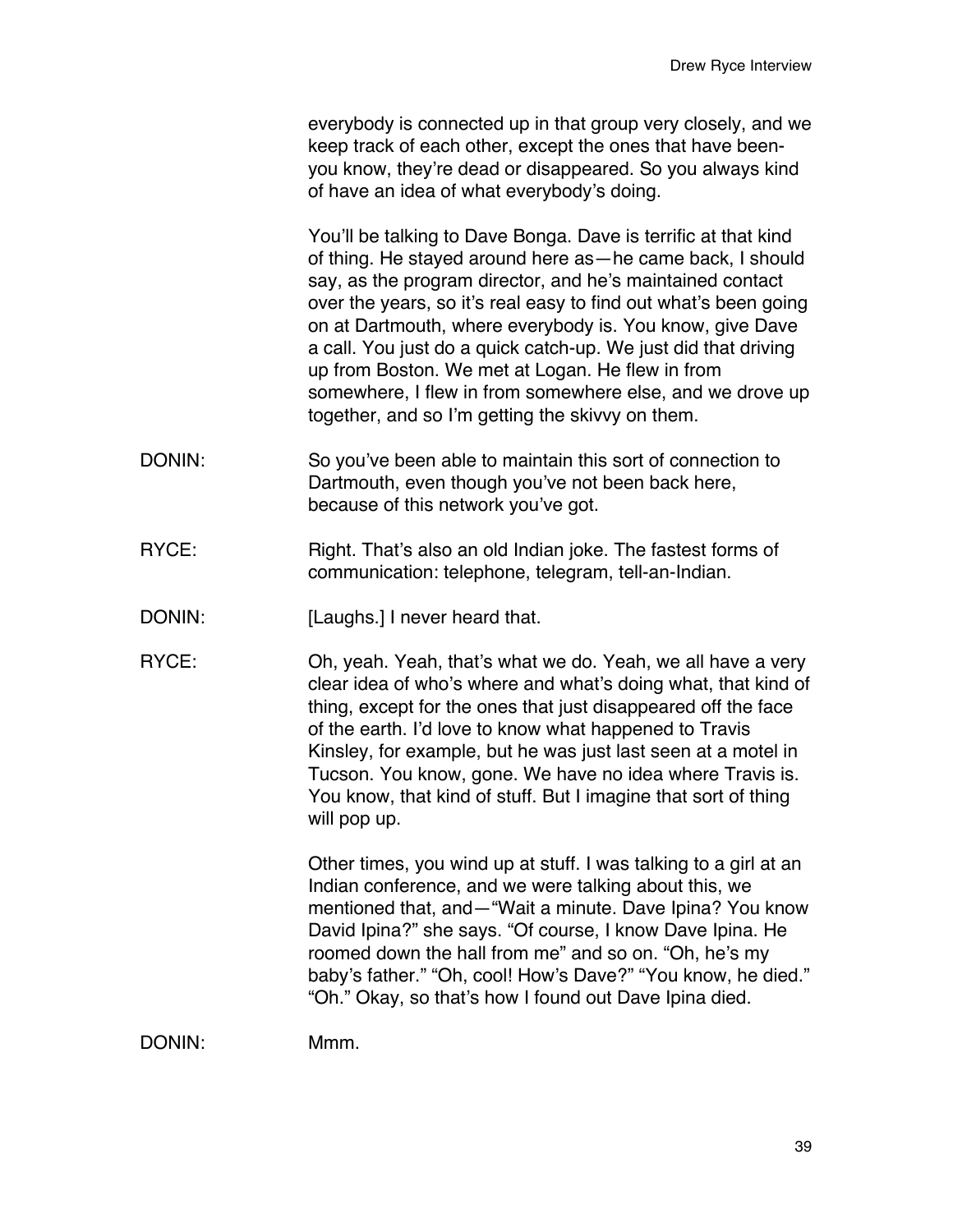everybody is connected up in that group very closely, and we keep track of each other, except the ones that have been- you know, they're dead or disappeared. So you always kind of have an idea of what everybody's doing.

You'll be talking to Dave Bonga. Dave is terrific at that kind of thing. He stayed around here as—he came back, I should say, as the program director, and he's maintained contact over the years, so it's real easy to find out what's been going on at Dartmouth, where everybody is. You know, give Dave a call. You just do a quick catch-up. We just did that driving up from Boston. We met at Logan. He flew in from somewhere, I flew in from somewhere else, and we drove up together, and so I'm getting the skivvy on them.

DONIN: So you've been able to maintain this sort of connection to Dartmouth, even though you've not been back here, because of this network you've got.

RYCE: Right. That's also an old Indian joke. The fastest forms of communication: telephone, telegram, tell-an-Indian.

DONIN: [Laughs.] I never heard that.

RYCE: Oh, yeah. Yeah, that's what we do. Yeah, we all have a very clear idea of who's where and what's doing what, that kind of thing, except for the ones that just disappeared off the face of the earth. I'd love to know what happened to Travis Kinsley, for example, but he was just last seen at a motel in Tucson. You know, gone. We have no idea where Travis is. You know, that kind of stuff. But I imagine that sort of thing will pop up.

Other times, you wind up at stuff. I was talking to a girl at an Indian conference, and we were talking about this, we mentioned that, and—"Wait a minute. Dave Ipina? You know David Ipina?" she says. "Of course, I know Dave Ipina. He roomed down the hall from me" and so on. "Oh, he's my baby's father." "Oh, cool! How's Dave?" "You know, he died." "Oh." Okay, so that's how I found out Dave Ipina died.

DONIN: Mmm.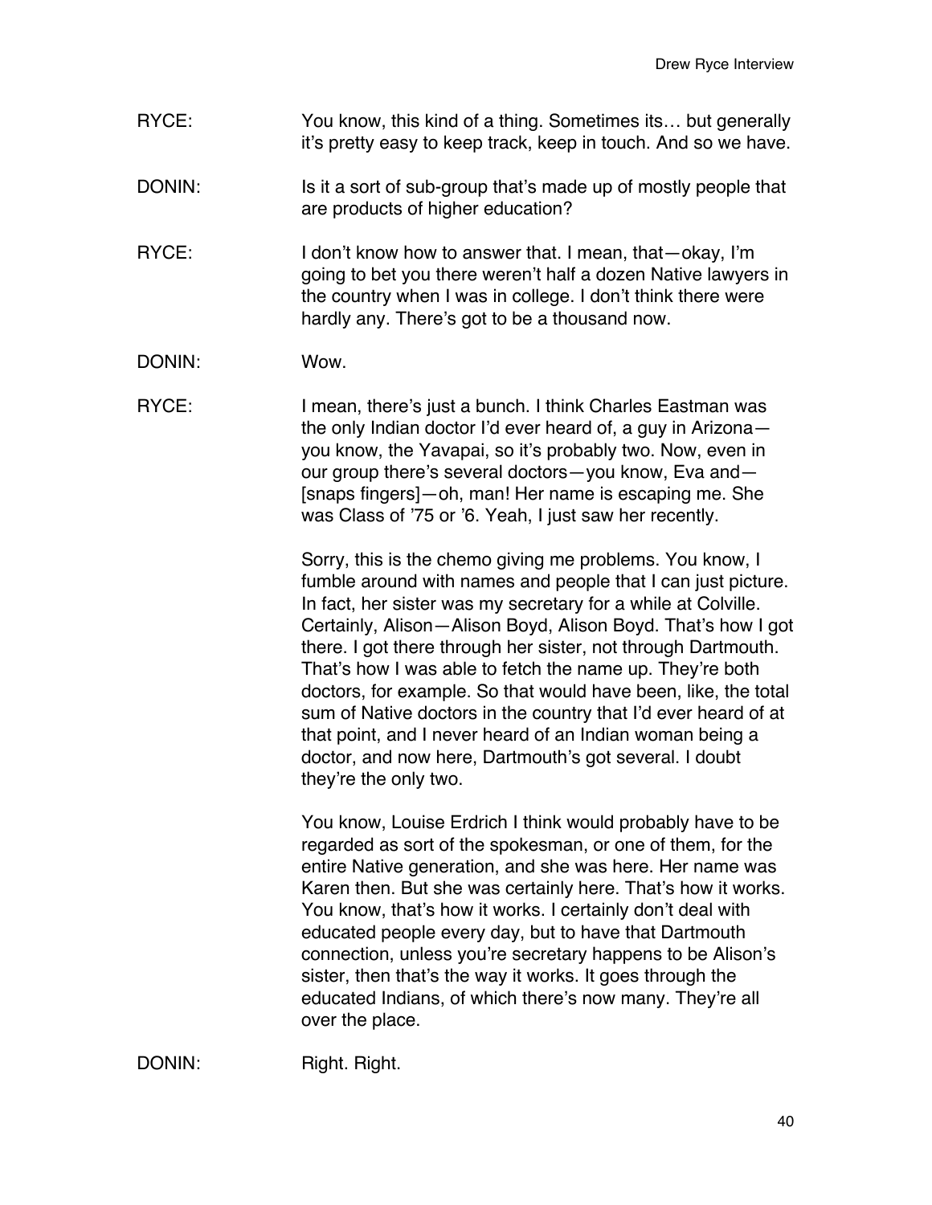RYCE: You know, this kind of a thing. Sometimes its… but generally it's pretty easy to keep track, keep in touch. And so we have.

DONIN: Is it a sort of sub-group that's made up of mostly people that are products of higher education?

RYCE: I don't know how to answer that. I mean, that—okay, I'm going to bet you there weren't half a dozen Native lawyers in the country when I was in college. I don't think there were hardly any. There's got to be a thousand now.

DONIN: Wow.

RYCE: I mean, there's just a bunch. I think Charles Eastman was the only Indian doctor I'd ever heard of, a guy in Arizona—you know, the Yavapai, so it's probably two. Now, even in our group there's several doctors—you know, Eva and—[snaps fingers]—oh, man! Her name is escaping me. She was Class of '75 or '6. Yeah, I just saw her recently.

Sorry, this is the chemo giving me problems. You know, I fumble around with names and people that I can just picture. In fact, her sister was my secretary for a while at Colville. Certainly, Alison—Alison Boyd, Alison Boyd. That's how I got there. I got there through her sister, not through Dartmouth. That's how I was able to fetch the name up. They're both doctors, for example. So that would have been, like, the total sum of Native doctors in the country that I'd ever heard of at that point, and I never heard of an Indian woman being a doctor, and now here, Dartmouth's got several. I doubt they're the only two.

You know, Louise Erdrich I think would probably have to be regarded as sort of the spokesman, or one of them, for the entire Native generation, and she was here. Her name was Karen then. But she was certainly here. That's how it works. You know, that's how it works. I certainly don't deal with educated people every day, but to have that Dartmouth connection, unless you're secretary happens to be Alison's sister, then that's the way it works. It goes through the educated Indians, of which there's now many. They're all over the place.

DONIN: Right. Right.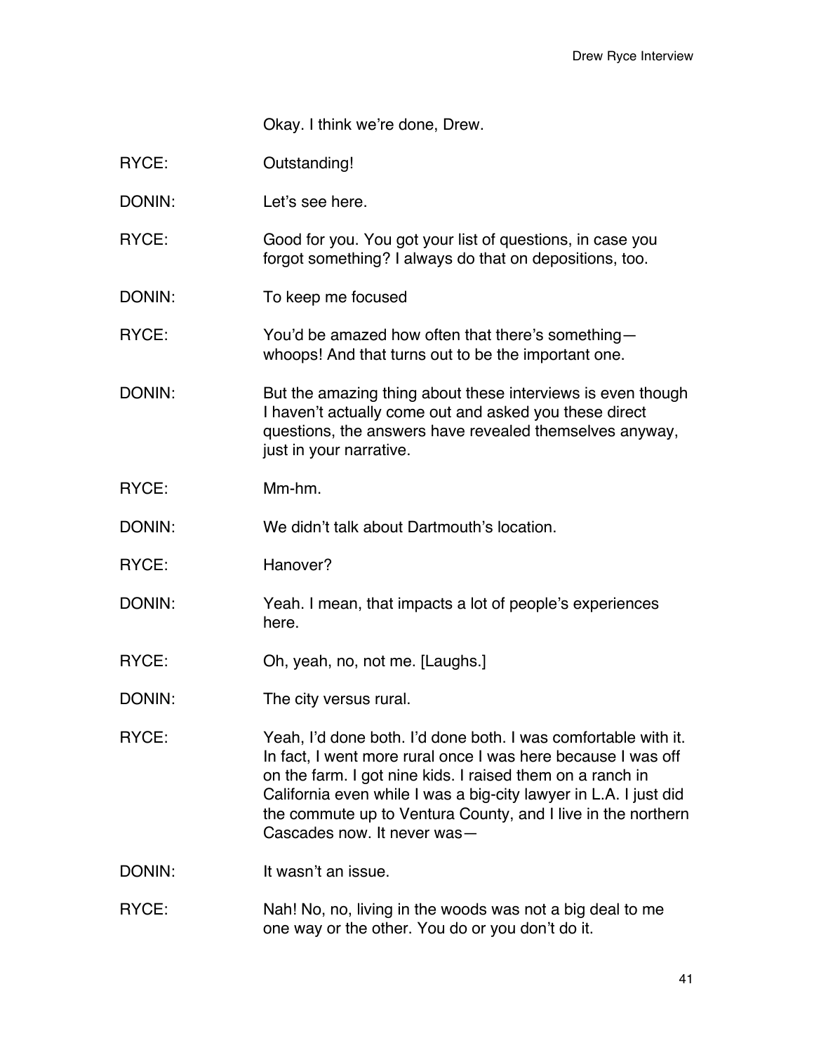Okay. I think we're done, Drew.

RYCE: Outstanding!

DONIN: Let's see here.

RYCE: Good for you. You got your list of questions, in case you forgot something? I always do that on depositions, too.

DONIN: To keep me focused

RYCE: You'd be amazed how often that there's something—whoops! And that turns out to be the important one.

DONIN: But the amazing thing about these interviews is even though I haven't actually come out and asked you these direct questions, the answers have revealed themselves anyway, just in your narrative.

RYCE: Mm-hm.

DONIN: We didn't talk about Dartmouth's location.

RYCE: Hanover?

DONIN: Yeah. I mean, that impacts a lot of people's experiences here.

RYCE: Oh, yeah, no, not me. [Laughs.]

DONIN: The city versus rural.

RYCE: Yeah, I'd done both. I'd done both. I was comfortable with it. In fact, I went more rural once I was here because I was off on the farm. I got nine kids. I raised them on a ranch in California even while I was a big-city lawyer in L.A. I just did the commute up to Ventura County, and I live in the northern Cascades now. It never was—

DONIN: It wasn't an issue.

RYCE: Nah! No, no, living in the woods was not a big deal to me one way or the other. You do or you don't do it.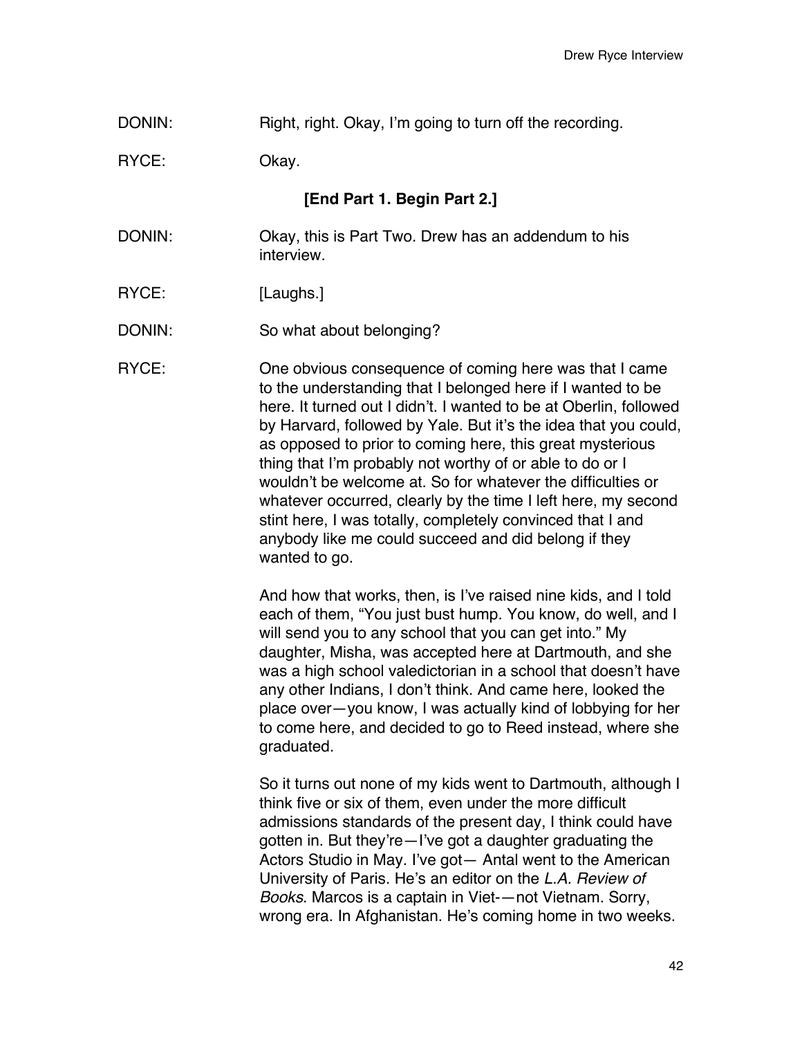DONIN: Right, right. Okay, I'm going to turn off the recording.

RYCE: Okay.

**[End Part 1. Begin Part 2.]**

DONIN: Okay, this is Part Two. Drew has an addendum to his interview.

RYCE: [Laughs.]

DONIN: So what about belonging?

RYCE: One obvious consequence of coming here was that I came to the understanding that I belonged here if I wanted to be here. It turned out I didn't. I wanted to be at Oberlin, followed by Harvard, followed by Yale. But it's the idea that you could, as opposed to prior to coming here, this great mysterious thing that I'm probably not worthy of or able to do or I wouldn't be welcome at. So for whatever the difficulties or whatever occurred, clearly by the time I left here, my second stint here, I was totally, completely convinced that I and anybody like me could succeed and did belong if they wanted to go.

And how that works, then, is I've raised nine kids, and I told each of them, "You just bust hump. You know, do well, and I will send you to any school that you can get into." My daughter, Misha, was accepted here at Dartmouth, and she was a high school valedictorian in a school that doesn't have any other Indians, I don't think. And came here, looked the place over—you know, I was actually kind of lobbying for her to come here, and decided to go to Reed instead, where she graduated.

So it turns out none of my kids went to Dartmouth, although I think five or six of them, even under the more difficult admissions standards of the present day, I think could have gotten in. But they're—I've got a daughter graduating the Actors Studio in May. I've got— Antal went to the American University of Paris. He's an editor on the *L.A. Review of Books*. Marcos is a captain in Viet-—not Vietnam. Sorry, wrong era. In Afghanistan. He's coming home in two weeks.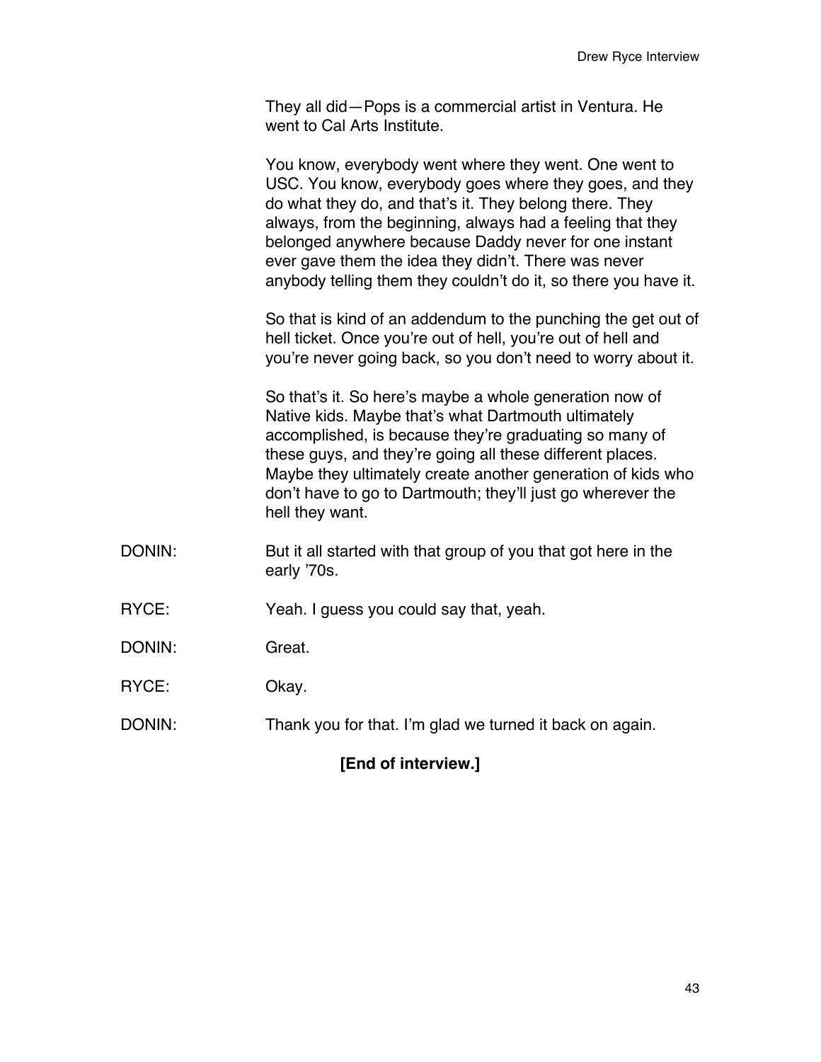They all did—Pops is a commercial artist in Ventura. He went to Cal Arts Institute.

You know, everybody went where they went. One went to USC. You know, everybody goes where they goes, and they do what they do, and that's it. They belong there. They always, from the beginning, always had a feeling that they belonged anywhere because Daddy never for one instant ever gave them the idea they didn't. There was never anybody telling them they couldn't do it, so there you have it.

So that is kind of an addendum to the punching the get out of hell ticket. Once you're out of hell, you're out of hell and you're never going back, so you don't need to worry about it.

So that's it. So here's maybe a whole generation now of Native kids. Maybe that's what Dartmouth ultimately accomplished, is because they're graduating so many of these guys, and they're going all these different places. Maybe they ultimately create another generation of kids who don't have to go to Dartmouth; they'll just go wherever the hell they want.

DONIN: But it all started with that group of you that got here in the early '70s.

RYCE: Yeah. I guess you could say that, yeah.

DONIN: Great.

RYCE: Okay.

DONIN: Thank you for that. I'm glad we turned it back on again.

**[End of interview.]**